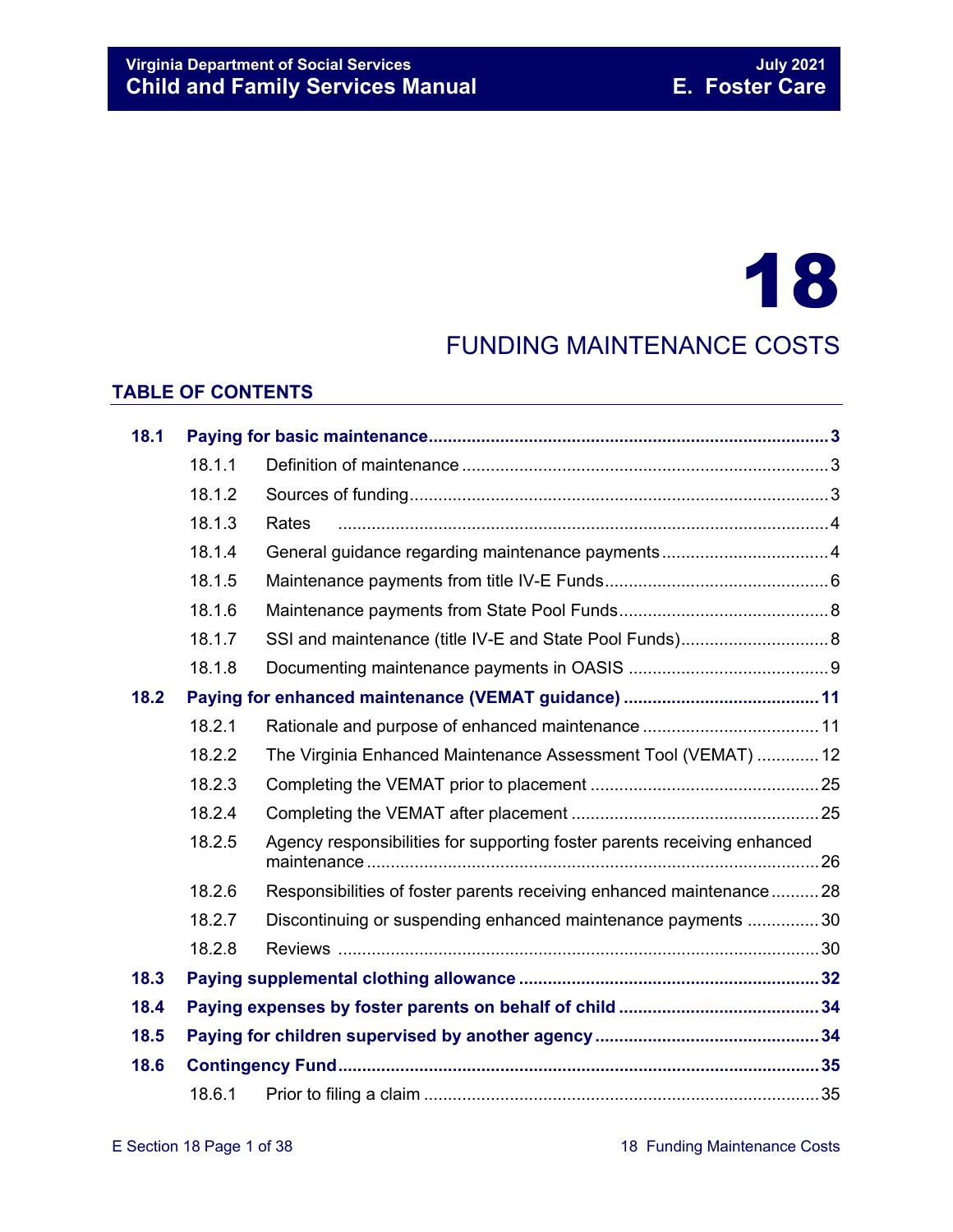# 18

## FUNDING MAINTENANCE COSTS

### TABLE OF CONTENTS

| | | | |
|---|---|---|---|
| **18.1** | **Paying for basic maintenance** | | **3** |
| | 18.1.1 | Definition of maintenance | 3 |
| | 18.1.2 | Sources of funding | 3 |
| | 18.1.3 | Rates | 4 |
| | 18.1.4 | General guidance regarding maintenance payments | 4 |
| | 18.1.5 | Maintenance payments from title IV-E Funds | 6 |
| | 18.1.6 | Maintenance payments from State Pool Funds | 8 |
| | 18.1.7 | SSI and maintenance (title IV-E and State Pool Funds) | 8 |
| | 18.1.8 | Documenting maintenance payments in OASIS | 9 |
| **18.2** | **Paying for enhanced maintenance (VEMAT guidance)** | | **11** |
| | 18.2.1 | Rationale and purpose of enhanced maintenance | 11 |
| | 18.2.2 | The Virginia Enhanced Maintenance Assessment Tool (VEMAT) | 12 |
| | 18.2.3 | Completing the VEMAT prior to placement | 25 |
| | 18.2.4 | Completing the VEMAT after placement | 25 |
| | 18.2.5 | Agency responsibilities for supporting foster parents receiving enhanced maintenance | 26 |
| | 18.2.6 | Responsibilities of foster parents receiving enhanced maintenance | 28 |
| | 18.2.7 | Discontinuing or suspending enhanced maintenance payments | 30 |
| | 18.2.8 | Reviews | 30 |
| **18.3** | **Paying supplemental clothing allowance** | | **32** |
| **18.4** | **Paying expenses by foster parents on behalf of child** | | **34** |
| **18.5** | **Paying for children supervised by another agency** | | **34** |
| **18.6** | **Contingency Fund** | | **35** |
| | 18.6.1 | Prior to filing a claim | 35 |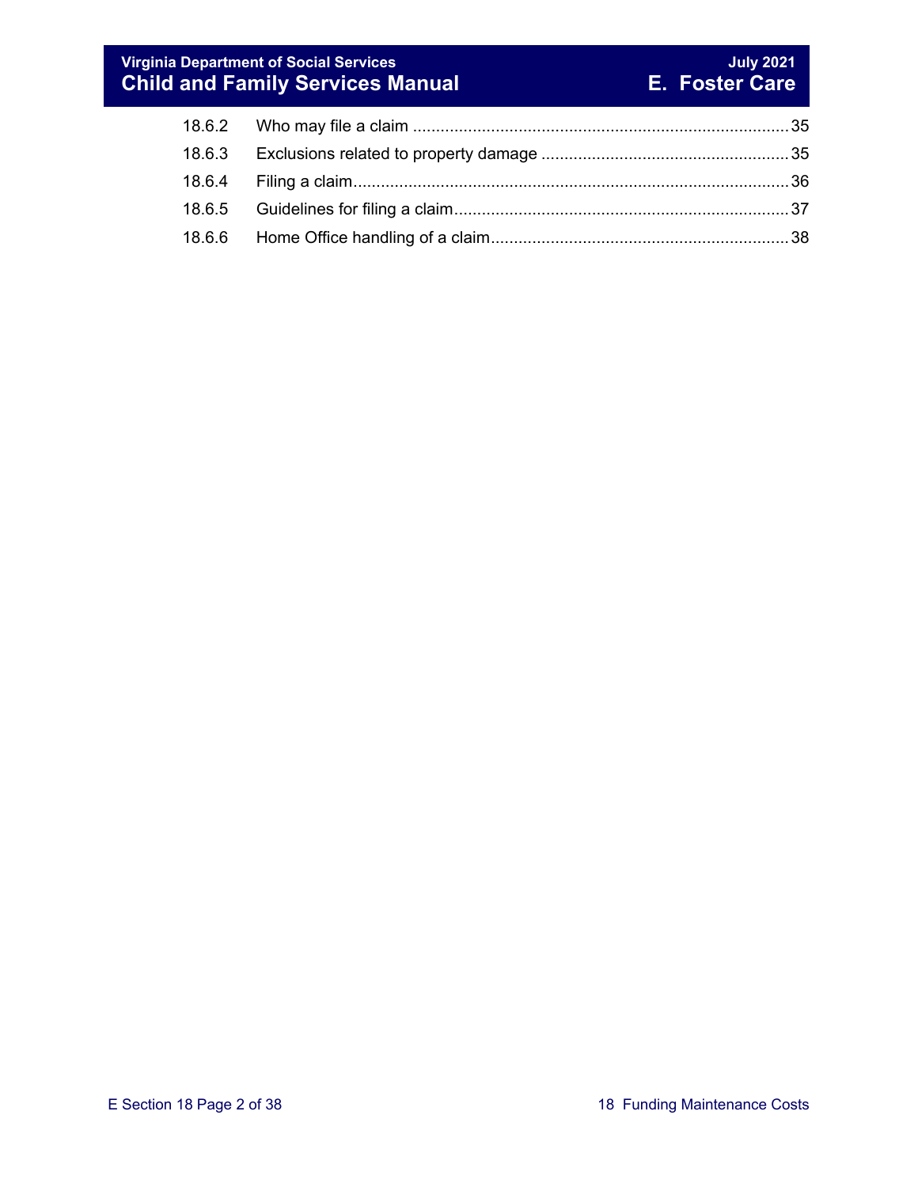| | | |
|---|---|---|
| 18.6.2 | Who may file a claim | 35 |
| 18.6.3 | Exclusions related to property damage | 35 |
| 18.6.4 | Filing a claim | 36 |
| 18.6.5 | Guidelines for filing a claim | 37 |
| 18.6.6 | Home Office handling of a claim | 38 |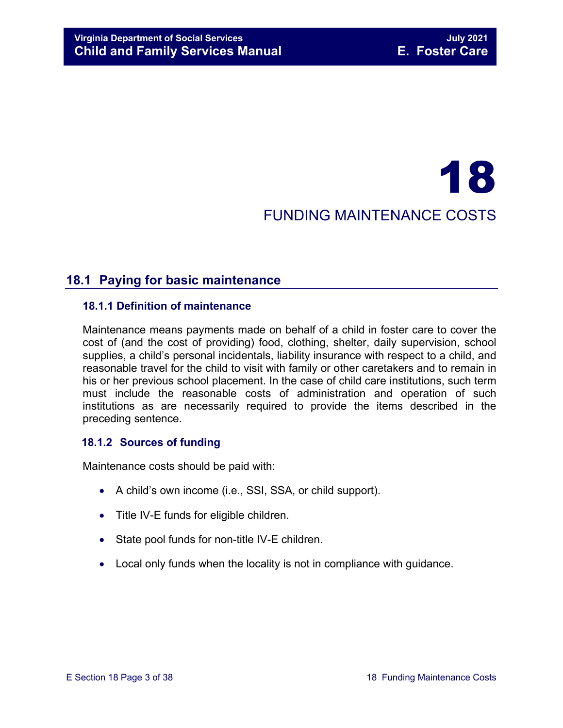# 18

# FUNDING MAINTENANCE COSTS

## 18.1 Paying for basic maintenance

### 18.1.1 Definition of maintenance

Maintenance means payments made on behalf of a child in foster care to cover the cost of (and the cost of providing) food, clothing, shelter, daily supervision, school supplies, a child's personal incidentals, liability insurance with respect to a child, and reasonable travel for the child to visit with family or other caretakers and to remain in his or her previous school placement. In the case of child care institutions, such term must include the reasonable costs of administration and operation of such institutions as are necessarily required to provide the items described in the preceding sentence.

### 18.1.2 Sources of funding

Maintenance costs should be paid with:

- A child's own income (i.e., SSI, SSA, or child support).
- Title IV-E funds for eligible children.
- State pool funds for non-title IV-E children.
- Local only funds when the locality is not in compliance with guidance.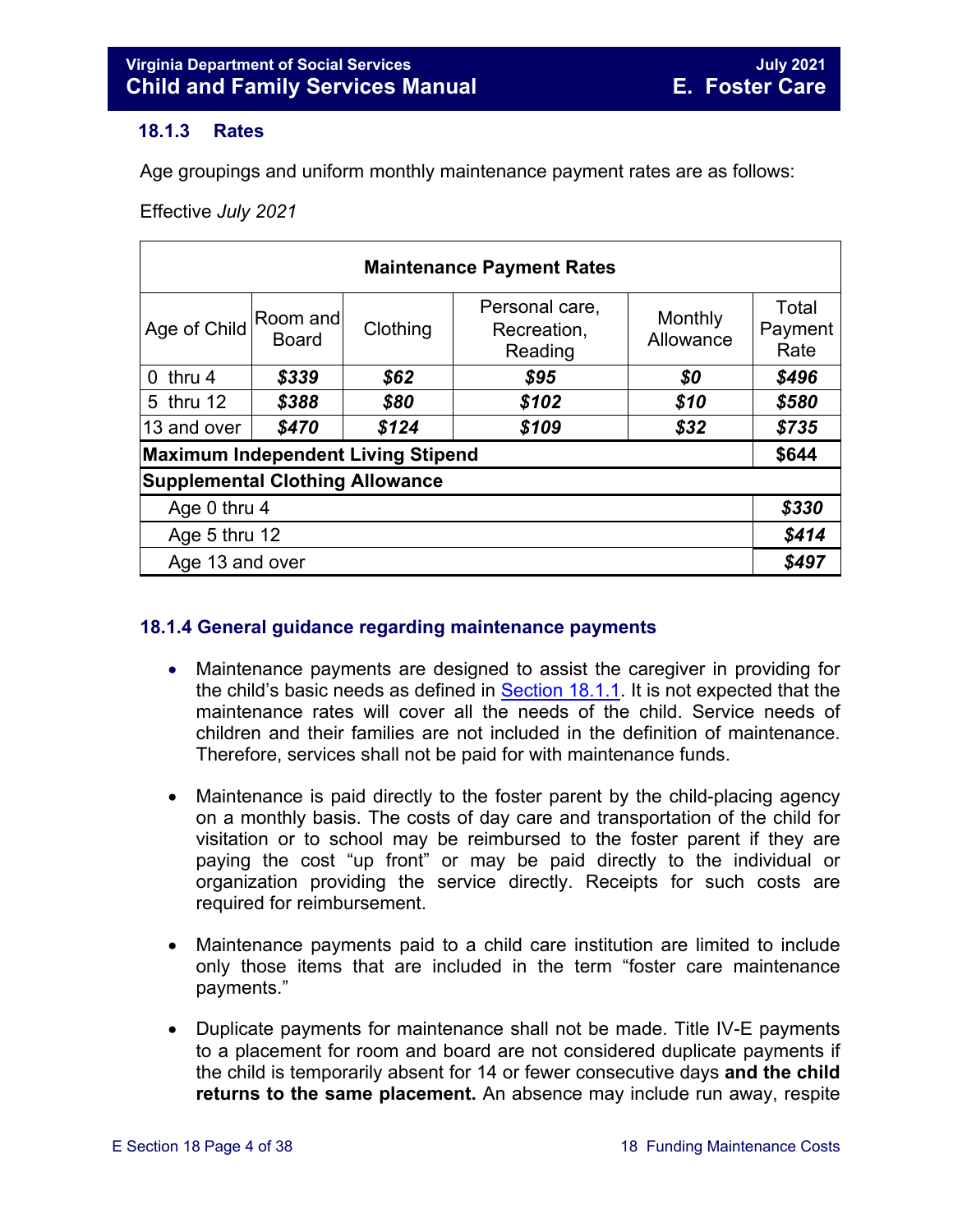### 18.1.3 Rates

Age groupings and uniform monthly maintenance payment rates are as follows:

Effective *July 2021*

| **Maintenance Payment Rates** | | | | | |
|---|---|---|---|---|---|
| Age of Child | Room and Board | Clothing | Personal care, Recreation, Reading | Monthly Allowance | Total Payment Rate |
| 0 thru 4 | ***$339*** | ***$62*** | ***$95*** | ***$0*** | ***$496*** |
| 5 thru 12 | ***$388*** | ***$80*** | ***$102*** | ***$10*** | ***$580*** |
| 13 and over | ***$470*** | ***$124*** | ***$109*** | ***$32*** | ***$735*** |
| **Maximum Independent Living Stipend** | | | | | **$644** |
| **Supplemental Clothing Allowance** | | | | | |
| Age 0 thru 4 | | | | | ***$330*** |
| Age 5 thru 12 | | | | | ***$414*** |
| Age 13 and over | | | | | ***$497*** |

### 18.1.4 General guidance regarding maintenance payments

- Maintenance payments are designed to assist the caregiver in providing for the child's basic needs as defined in Section 18.1.1. It is not expected that the maintenance rates will cover all the needs of the child. Service needs of children and their families are not included in the definition of maintenance. Therefore, services shall not be paid for with maintenance funds.

- Maintenance is paid directly to the foster parent by the child-placing agency on a monthly basis. The costs of day care and transportation of the child for visitation or to school may be reimbursed to the foster parent if they are paying the cost "up front" or may be paid directly to the individual or organization providing the service directly. Receipts for such costs are required for reimbursement.

- Maintenance payments paid to a child care institution are limited to include only those items that are included in the term "foster care maintenance payments."

- Duplicate payments for maintenance shall not be made. Title IV-E payments to a placement for room and board are not considered duplicate payments if the child is temporarily absent for 14 or fewer consecutive days **and the child returns to the same placement.** An absence may include run away, respite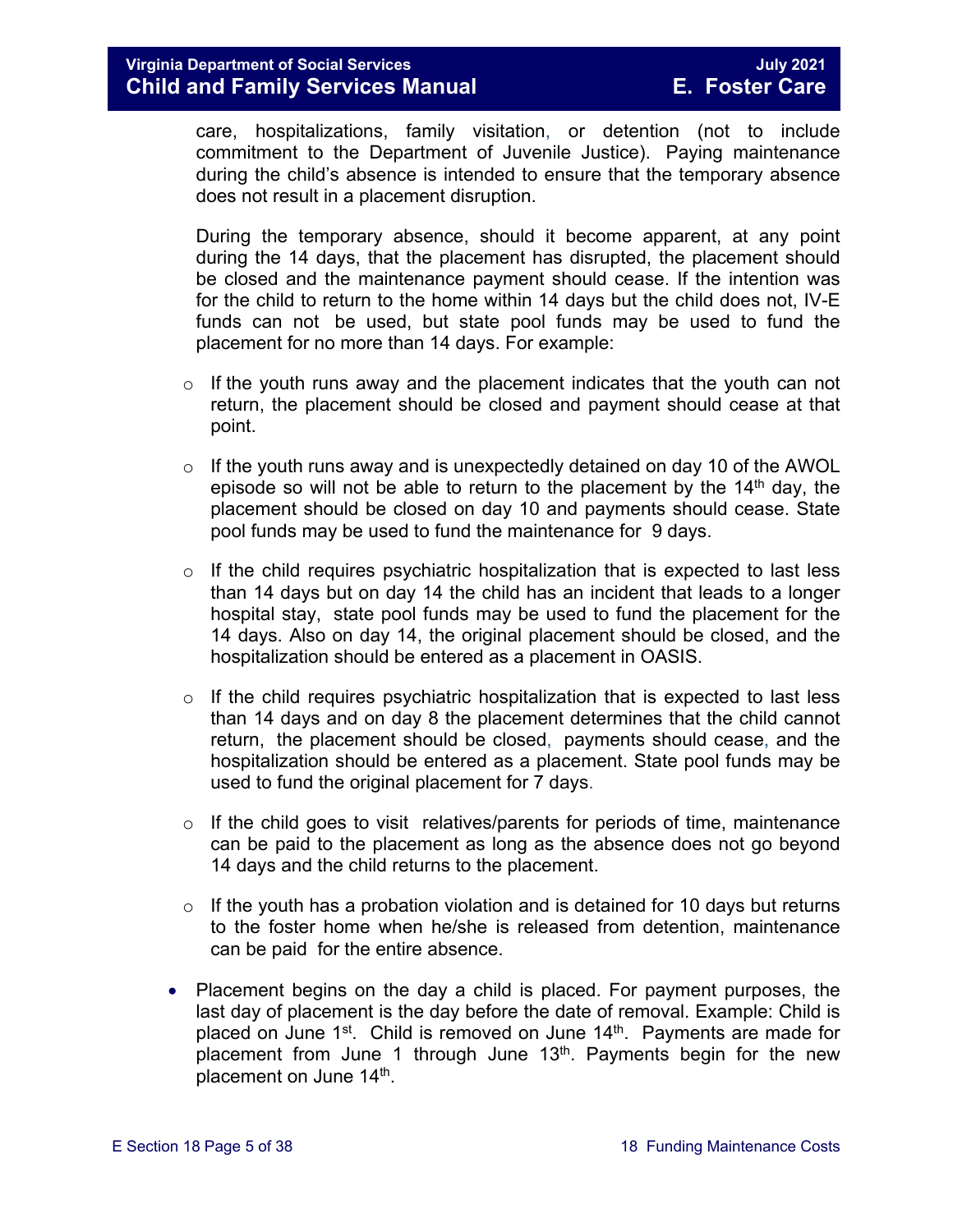care, hospitalizations, family visitation, or detention (not to include commitment to the Department of Juvenile Justice). Paying maintenance during the child's absence is intended to ensure that the temporary absence does not result in a placement disruption.

During the temporary absence, should it become apparent, at any point during the 14 days, that the placement has disrupted, the placement should be closed and the maintenance payment should cease. If the intention was for the child to return to the home within 14 days but the child does not, IV-E funds can not be used, but state pool funds may be used to fund the placement for no more than 14 days. For example:

- If the youth runs away and the placement indicates that the youth can not return, the placement should be closed and payment should cease at that point.
- If the youth runs away and is unexpectedly detained on day 10 of the AWOL episode so will not be able to return to the placement by the 14th day, the placement should be closed on day 10 and payments should cease. State pool funds may be used to fund the maintenance for 9 days.
- If the child requires psychiatric hospitalization that is expected to last less than 14 days but on day 14 the child has an incident that leads to a longer hospital stay, state pool funds may be used to fund the placement for the 14 days. Also on day 14, the original placement should be closed, and the hospitalization should be entered as a placement in OASIS.
- If the child requires psychiatric hospitalization that is expected to last less than 14 days and on day 8 the placement determines that the child cannot return, the placement should be closed, payments should cease, and the hospitalization should be entered as a placement. State pool funds may be used to fund the original placement for 7 days.
- If the child goes to visit relatives/parents for periods of time, maintenance can be paid to the placement as long as the absence does not go beyond 14 days and the child returns to the placement.
- If the youth has a probation violation and is detained for 10 days but returns to the foster home when he/she is released from detention, maintenance can be paid for the entire absence.

- Placement begins on the day a child is placed. For payment purposes, the last day of placement is the day before the date of removal. Example: Child is placed on June 1st. Child is removed on June 14th. Payments are made for placement from June 1 through June 13th. Payments begin for the new placement on June 14th.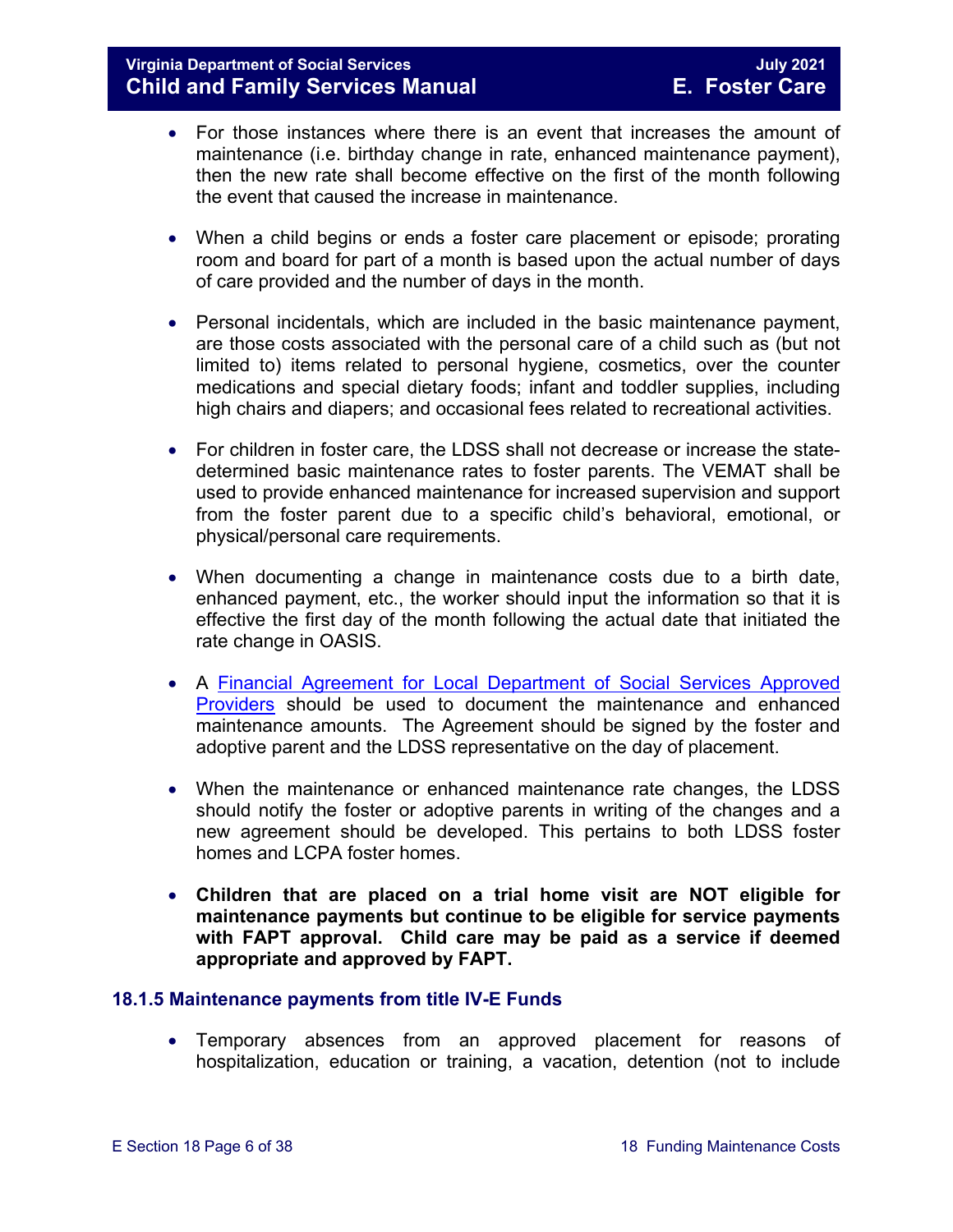- For those instances where there is an event that increases the amount of maintenance (i.e. birthday change in rate, enhanced maintenance payment), then the new rate shall become effective on the first of the month following the event that caused the increase in maintenance.

- When a child begins or ends a foster care placement or episode; prorating room and board for part of a month is based upon the actual number of days of care provided and the number of days in the month.

- Personal incidentals, which are included in the basic maintenance payment, are those costs associated with the personal care of a child such as (but not limited to) items related to personal hygiene, cosmetics, over the counter medications and special dietary foods; infant and toddler supplies, including high chairs and diapers; and occasional fees related to recreational activities.

- For children in foster care, the LDSS shall not decrease or increase the state-determined basic maintenance rates to foster parents. The VEMAT shall be used to provide enhanced maintenance for increased supervision and support from the foster parent due to a specific child's behavioral, emotional, or physical/personal care requirements.

- When documenting a change in maintenance costs due to a birth date, enhanced payment, etc., the worker should input the information so that it is effective the first day of the month following the actual date that initiated the rate change in OASIS.

- A Financial Agreement for Local Department of Social Services Approved Providers should be used to document the maintenance and enhanced maintenance amounts. The Agreement should be signed by the foster and adoptive parent and the LDSS representative on the day of placement.

- When the maintenance or enhanced maintenance rate changes, the LDSS should notify the foster or adoptive parents in writing of the changes and a new agreement should be developed. This pertains to both LDSS foster homes and LCPA foster homes.

- **Children that are placed on a trial home visit are NOT eligible for maintenance payments but continue to be eligible for service payments with FAPT approval. Child care may be paid as a service if deemed appropriate and approved by FAPT.**

### 18.1.5 Maintenance payments from title IV-E Funds

- Temporary absences from an approved placement for reasons of hospitalization, education or training, a vacation, detention (not to include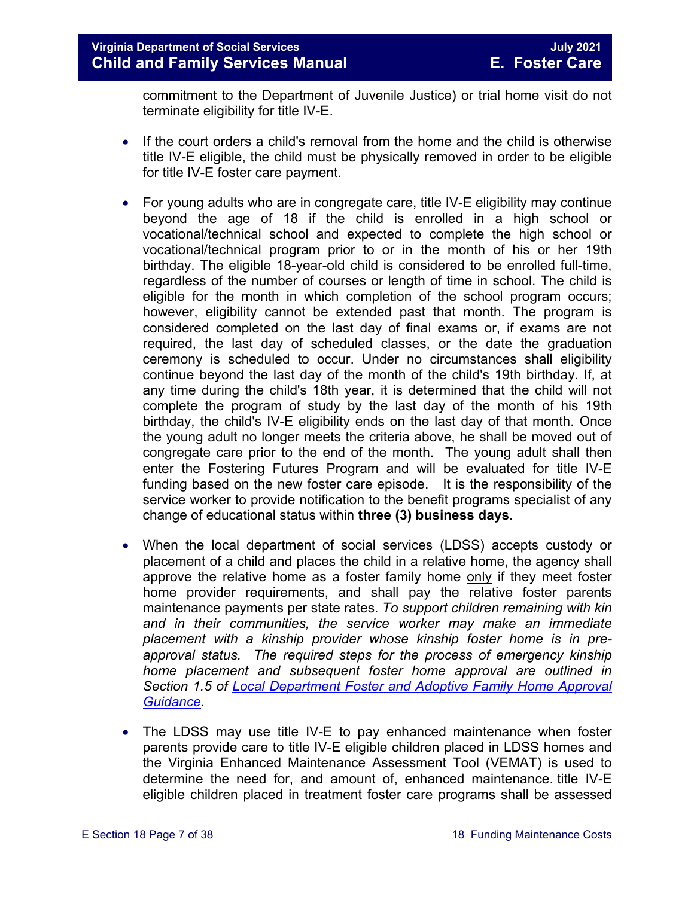commitment to the Department of Juvenile Justice) or trial home visit do not terminate eligibility for title IV-E.

- If the court orders a child's removal from the home and the child is otherwise title IV-E eligible, the child must be physically removed in order to be eligible for title IV-E foster care payment.

- For young adults who are in congregate care, title IV-E eligibility may continue beyond the age of 18 if the child is enrolled in a high school or vocational/technical school and expected to complete the high school or vocational/technical program prior to or in the month of his or her 19th birthday. The eligible 18-year-old child is considered to be enrolled full-time, regardless of the number of courses or length of time in school. The child is eligible for the month in which completion of the school program occurs; however, eligibility cannot be extended past that month. The program is considered completed on the last day of final exams or, if exams are not required, the last day of scheduled classes, or the date the graduation ceremony is scheduled to occur. Under no circumstances shall eligibility continue beyond the last day of the month of the child's 19th birthday. If, at any time during the child's 18th year, it is determined that the child will not complete the program of study by the last day of the month of his 19th birthday, the child's IV-E eligibility ends on the last day of that month. Once the young adult no longer meets the criteria above, he shall be moved out of congregate care prior to the end of the month. The young adult shall then enter the Fostering Futures Program and will be evaluated for title IV-E funding based on the new foster care episode. It is the responsibility of the service worker to provide notification to the benefit programs specialist of any change of educational status within **three (3) business days**.

- When the local department of social services (LDSS) accepts custody or placement of a child and places the child in a relative home, the agency shall approve the relative home as a foster family home <u>only</u> if they meet foster home provider requirements, and shall pay the relative foster parents maintenance payments per state rates. *To support children remaining with kin and in their communities, the service worker may make an immediate placement with a kinship provider whose kinship foster home is in pre-approval status. The required steps for the process of emergency kinship home placement and subsequent foster home approval are outlined in Section 1.5 of [Local Department Foster and Adoptive Family Home Approval Guidance](#).*

- The LDSS may use title IV-E to pay enhanced maintenance when foster parents provide care to title IV-E eligible children placed in LDSS homes and the Virginia Enhanced Maintenance Assessment Tool (VEMAT) is used to determine the need for, and amount of, enhanced maintenance. title IV-E eligible children placed in treatment foster care programs shall be assessed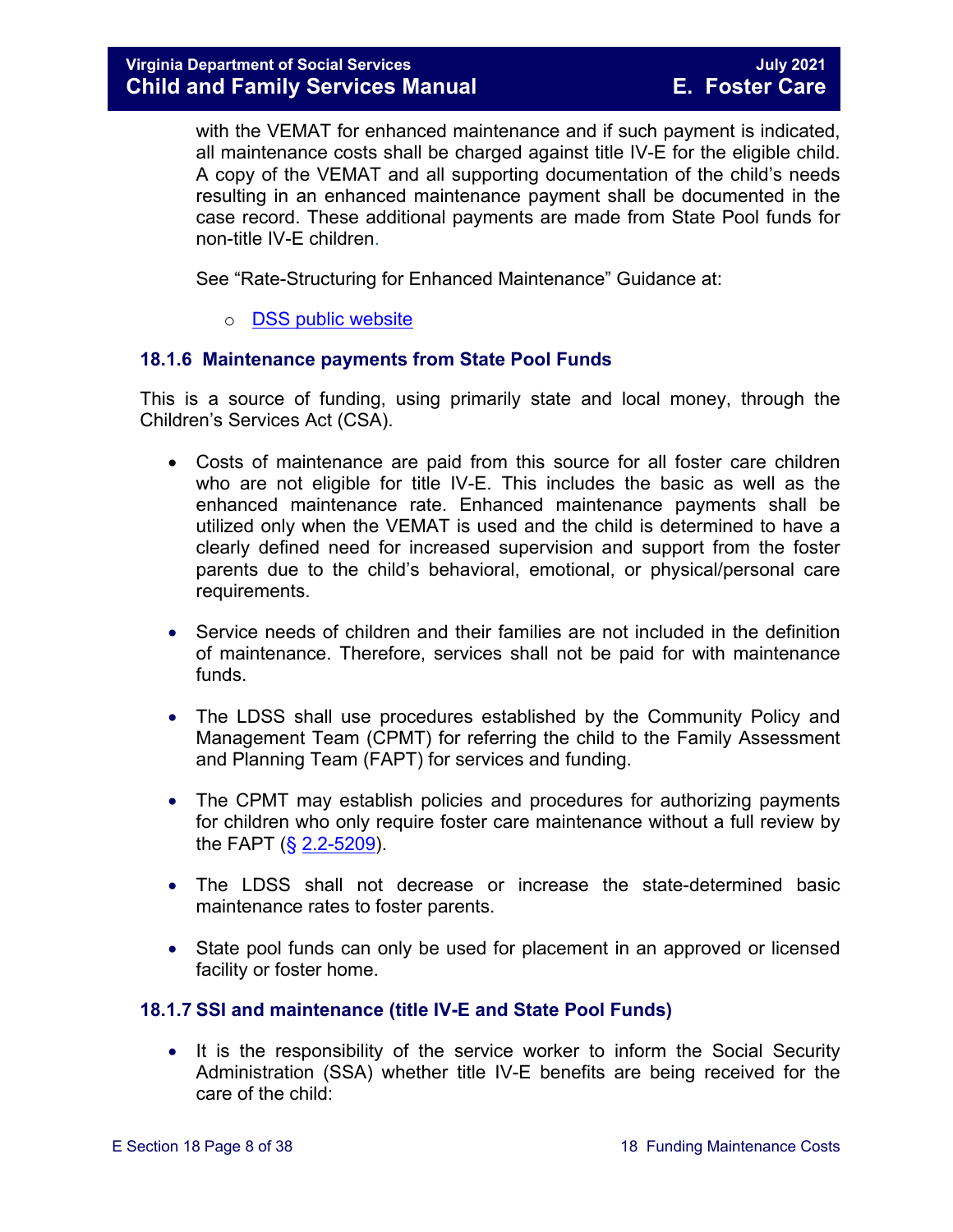with the VEMAT for enhanced maintenance and if such payment is indicated, all maintenance costs shall be charged against title IV-E for the eligible child. A copy of the VEMAT and all supporting documentation of the child's needs resulting in an enhanced maintenance payment shall be documented in the case record. These additional payments are made from State Pool funds for non-title IV-E children.

See "Rate-Structuring for Enhanced Maintenance" Guidance at:

- DSS public website

### 18.1.6 Maintenance payments from State Pool Funds

This is a source of funding, using primarily state and local money, through the Children's Services Act (CSA).

- Costs of maintenance are paid from this source for all foster care children who are not eligible for title IV-E. This includes the basic as well as the enhanced maintenance rate. Enhanced maintenance payments shall be utilized only when the VEMAT is used and the child is determined to have a clearly defined need for increased supervision and support from the foster parents due to the child's behavioral, emotional, or physical/personal care requirements.

- Service needs of children and their families are not included in the definition of maintenance. Therefore, services shall not be paid for with maintenance funds.

- The LDSS shall use procedures established by the Community Policy and Management Team (CPMT) for referring the child to the Family Assessment and Planning Team (FAPT) for services and funding.

- The CPMT may establish policies and procedures for authorizing payments for children who only require foster care maintenance without a full review by the FAPT (§ 2.2-5209).

- The LDSS shall not decrease or increase the state-determined basic maintenance rates to foster parents.

- State pool funds can only be used for placement in an approved or licensed facility or foster home.

### 18.1.7 SSI and maintenance (title IV-E and State Pool Funds)

- It is the responsibility of the service worker to inform the Social Security Administration (SSA) whether title IV-E benefits are being received for the care of the child: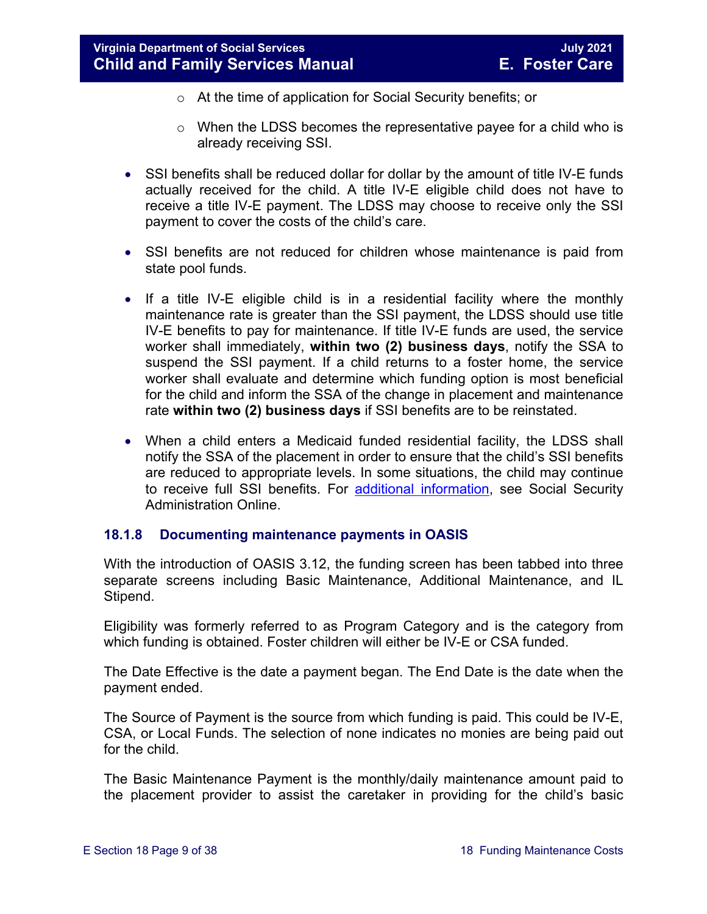- At the time of application for Social Security benefits; or
  - When the LDSS becomes the representative payee for a child who is already receiving SSI.

- SSI benefits shall be reduced dollar for dollar by the amount of title IV-E funds actually received for the child. A title IV-E eligible child does not have to receive a title IV-E payment. The LDSS may choose to receive only the SSI payment to cover the costs of the child's care.

- SSI benefits are not reduced for children whose maintenance is paid from state pool funds.

- If a title IV-E eligible child is in a residential facility where the monthly maintenance rate is greater than the SSI payment, the LDSS should use title IV-E benefits to pay for maintenance. If title IV-E funds are used, the service worker shall immediately, **within two (2) business days**, notify the SSA to suspend the SSI payment. If a child returns to a foster home, the service worker shall evaluate and determine which funding option is most beneficial for the child and inform the SSA of the change in placement and maintenance rate **within two (2) business days** if SSI benefits are to be reinstated.

- When a child enters a Medicaid funded residential facility, the LDSS shall notify the SSA of the placement in order to ensure that the child's SSI benefits are reduced to appropriate levels. In some situations, the child may continue to receive full SSI benefits. For additional information, see Social Security Administration Online.

### 18.1.8 Documenting maintenance payments in OASIS

With the introduction of OASIS 3.12, the funding screen has been tabbed into three separate screens including Basic Maintenance, Additional Maintenance, and IL Stipend.

Eligibility was formerly referred to as Program Category and is the category from which funding is obtained. Foster children will either be IV-E or CSA funded.

The Date Effective is the date a payment began. The End Date is the date when the payment ended.

The Source of Payment is the source from which funding is paid. This could be IV-E, CSA, or Local Funds. The selection of none indicates no monies are being paid out for the child.

The Basic Maintenance Payment is the monthly/daily maintenance amount paid to the placement provider to assist the caretaker in providing for the child's basic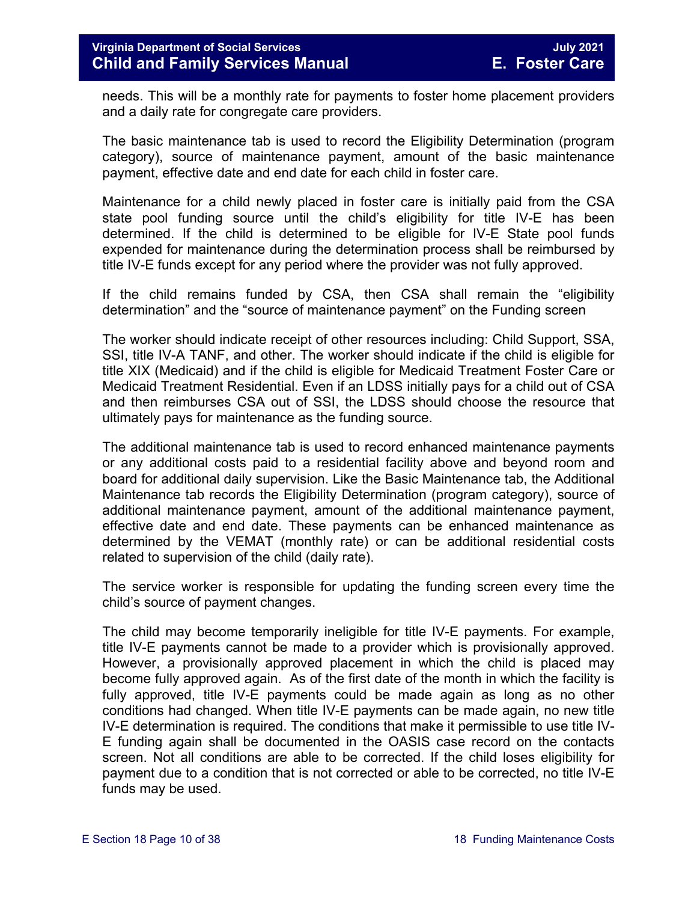needs. This will be a monthly rate for payments to foster home placement providers and a daily rate for congregate care providers.

The basic maintenance tab is used to record the Eligibility Determination (program category), source of maintenance payment, amount of the basic maintenance payment, effective date and end date for each child in foster care.

Maintenance for a child newly placed in foster care is initially paid from the CSA state pool funding source until the child's eligibility for title IV-E has been determined. If the child is determined to be eligible for IV-E State pool funds expended for maintenance during the determination process shall be reimbursed by title IV-E funds except for any period where the provider was not fully approved.

If the child remains funded by CSA, then CSA shall remain the "eligibility determination" and the "source of maintenance payment" on the Funding screen

The worker should indicate receipt of other resources including: Child Support, SSA, SSI, title IV-A TANF, and other. The worker should indicate if the child is eligible for title XIX (Medicaid) and if the child is eligible for Medicaid Treatment Foster Care or Medicaid Treatment Residential. Even if an LDSS initially pays for a child out of CSA and then reimburses CSA out of SSI, the LDSS should choose the resource that ultimately pays for maintenance as the funding source.

The additional maintenance tab is used to record enhanced maintenance payments or any additional costs paid to a residential facility above and beyond room and board for additional daily supervision. Like the Basic Maintenance tab, the Additional Maintenance tab records the Eligibility Determination (program category), source of additional maintenance payment, amount of the additional maintenance payment, effective date and end date. These payments can be enhanced maintenance as determined by the VEMAT (monthly rate) or can be additional residential costs related to supervision of the child (daily rate).

The service worker is responsible for updating the funding screen every time the child's source of payment changes.

The child may become temporarily ineligible for title IV-E payments. For example, title IV-E payments cannot be made to a provider which is provisionally approved. However, a provisionally approved placement in which the child is placed may become fully approved again. As of the first date of the month in which the facility is fully approved, title IV-E payments could be made again as long as no other conditions had changed. When title IV-E payments can be made again, no new title IV-E determination is required. The conditions that make it permissible to use title IV-E funding again shall be documented in the OASIS case record on the contacts screen. Not all conditions are able to be corrected. If the child loses eligibility for payment due to a condition that is not corrected or able to be corrected, no title IV-E funds may be used.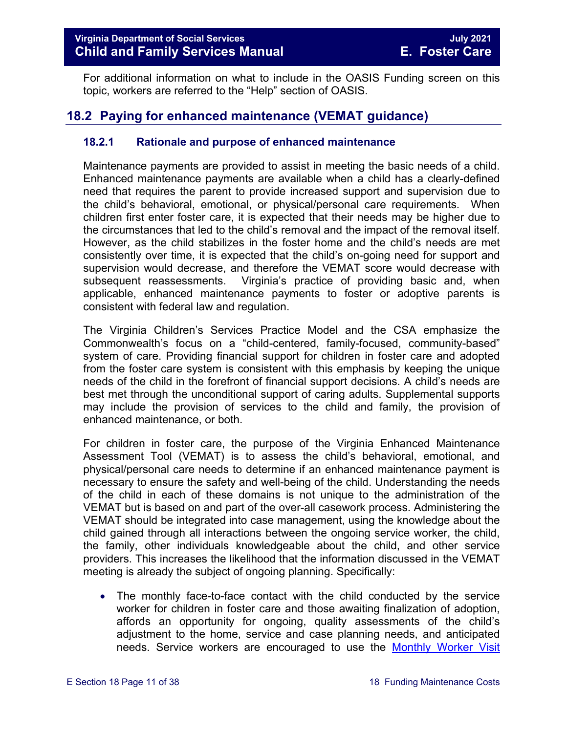For additional information on what to include in the OASIS Funding screen on this topic, workers are referred to the "Help" section of OASIS.

## 18.2 Paying for enhanced maintenance (VEMAT guidance)

### 18.2.1 Rationale and purpose of enhanced maintenance

Maintenance payments are provided to assist in meeting the basic needs of a child. Enhanced maintenance payments are available when a child has a clearly-defined need that requires the parent to provide increased support and supervision due to the child's behavioral, emotional, or physical/personal care requirements. When children first enter foster care, it is expected that their needs may be higher due to the circumstances that led to the child's removal and the impact of the removal itself. However, as the child stabilizes in the foster home and the child's needs are met consistently over time, it is expected that the child's on-going need for support and supervision would decrease, and therefore the VEMAT score would decrease with subsequent reassessments. Virginia's practice of providing basic and, when applicable, enhanced maintenance payments to foster or adoptive parents is consistent with federal law and regulation.

The Virginia Children's Services Practice Model and the CSA emphasize the Commonwealth's focus on a "child-centered, family-focused, community-based" system of care. Providing financial support for children in foster care and adopted from the foster care system is consistent with this emphasis by keeping the unique needs of the child in the forefront of financial support decisions. A child's needs are best met through the unconditional support of caring adults. Supplemental supports may include the provision of services to the child and family, the provision of enhanced maintenance, or both.

For children in foster care, the purpose of the Virginia Enhanced Maintenance Assessment Tool (VEMAT) is to assess the child's behavioral, emotional, and physical/personal care needs to determine if an enhanced maintenance payment is necessary to ensure the safety and well-being of the child. Understanding the needs of the child in each of these domains is not unique to the administration of the VEMAT but is based on and part of the over-all casework process. Administering the VEMAT should be integrated into case management, using the knowledge about the child gained through all interactions between the ongoing service worker, the child, the family, other individuals knowledgeable about the child, and other service providers. This increases the likelihood that the information discussed in the VEMAT meeting is already the subject of ongoing planning. Specifically:

- The monthly face-to-face contact with the child conducted by the service worker for children in foster care and those awaiting finalization of adoption, affords an opportunity for ongoing, quality assessments of the child's adjustment to the home, service and case planning needs, and anticipated needs. Service workers are encouraged to use the Monthly Worker Visit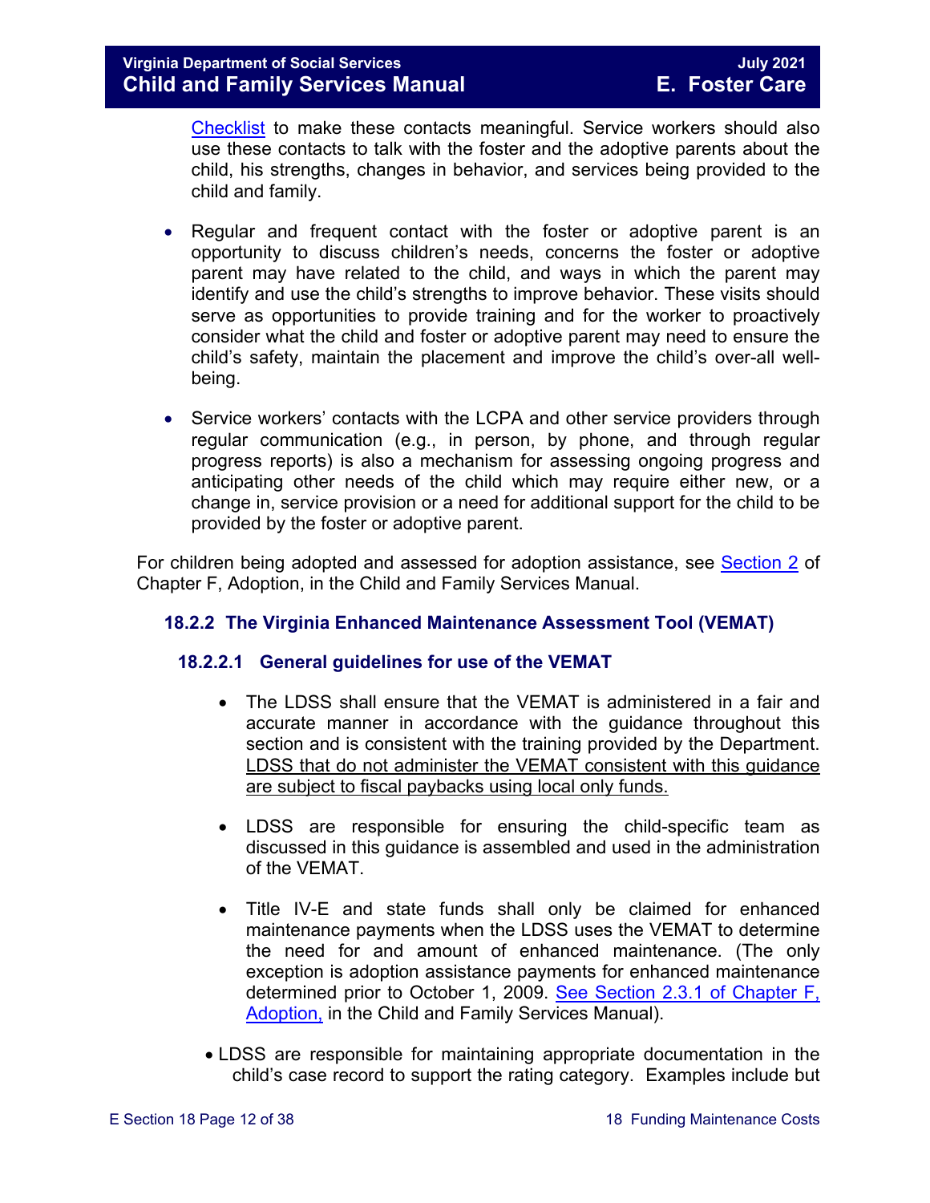Checklist to make these contacts meaningful. Service workers should also use these contacts to talk with the foster and the adoptive parents about the child, his strengths, changes in behavior, and services being provided to the child and family.

- Regular and frequent contact with the foster or adoptive parent is an opportunity to discuss children's needs, concerns the foster or adoptive parent may have related to the child, and ways in which the parent may identify and use the child's strengths to improve behavior. These visits should serve as opportunities to provide training and for the worker to proactively consider what the child and foster or adoptive parent may need to ensure the child's safety, maintain the placement and improve the child's over-all well-being.

- Service workers' contacts with the LCPA and other service providers through regular communication (e.g., in person, by phone, and through regular progress reports) is also a mechanism for assessing ongoing progress and anticipating other needs of the child which may require either new, or a change in, service provision or a need for additional support for the child to be provided by the foster or adoptive parent.

For children being adopted and assessed for adoption assistance, see Section 2 of Chapter F, Adoption, in the Child and Family Services Manual.

### 18.2.2 The Virginia Enhanced Maintenance Assessment Tool (VEMAT)

#### 18.2.2.1 General guidelines for use of the VEMAT

- The LDSS shall ensure that the VEMAT is administered in a fair and accurate manner in accordance with the guidance throughout this section and is consistent with the training provided by the Department. <u>LDSS that do not administer the VEMAT consistent with this guidance are subject to fiscal paybacks using local only funds.</u>

- LDSS are responsible for ensuring the child-specific team as discussed in this guidance is assembled and used in the administration of the VEMAT.

- Title IV-E and state funds shall only be claimed for enhanced maintenance payments when the LDSS uses the VEMAT to determine the need for and amount of enhanced maintenance. (The only exception is adoption assistance payments for enhanced maintenance determined prior to October 1, 2009. See Section 2.3.1 of Chapter F, Adoption, in the Child and Family Services Manual).

- LDSS are responsible for maintaining appropriate documentation in the child's case record to support the rating category. Examples include but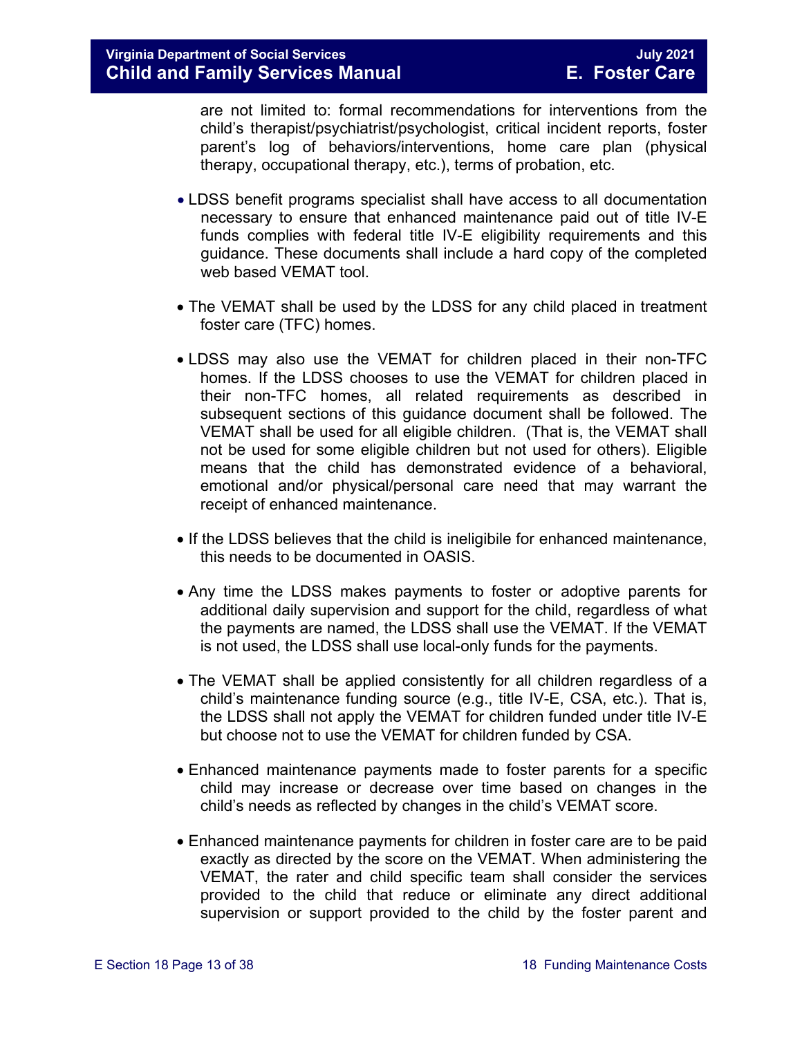are not limited to: formal recommendations for interventions from the child's therapist/psychiatrist/psychologist, critical incident reports, foster parent's log of behaviors/interventions, home care plan (physical therapy, occupational therapy, etc.), terms of probation, etc.

- LDSS benefit programs specialist shall have access to all documentation necessary to ensure that enhanced maintenance paid out of title IV-E funds complies with federal title IV-E eligibility requirements and this guidance. These documents shall include a hard copy of the completed web based VEMAT tool.

- The VEMAT shall be used by the LDSS for any child placed in treatment foster care (TFC) homes.

- LDSS may also use the VEMAT for children placed in their non-TFC homes. If the LDSS chooses to use the VEMAT for children placed in their non-TFC homes, all related requirements as described in subsequent sections of this guidance document shall be followed. The VEMAT shall be used for all eligible children. (That is, the VEMAT shall not be used for some eligible children but not used for others). Eligible means that the child has demonstrated evidence of a behavioral, emotional and/or physical/personal care need that may warrant the receipt of enhanced maintenance.

- If the LDSS believes that the child is ineligibile for enhanced maintenance, this needs to be documented in OASIS.

- Any time the LDSS makes payments to foster or adoptive parents for additional daily supervision and support for the child, regardless of what the payments are named, the LDSS shall use the VEMAT. If the VEMAT is not used, the LDSS shall use local-only funds for the payments.

- The VEMAT shall be applied consistently for all children regardless of a child's maintenance funding source (e.g., title IV-E, CSA, etc.). That is, the LDSS shall not apply the VEMAT for children funded under title IV-E but choose not to use the VEMAT for children funded by CSA.

- Enhanced maintenance payments made to foster parents for a specific child may increase or decrease over time based on changes in the child's needs as reflected by changes in the child's VEMAT score.

- Enhanced maintenance payments for children in foster care are to be paid exactly as directed by the score on the VEMAT. When administering the VEMAT, the rater and child specific team shall consider the services provided to the child that reduce or eliminate any direct additional supervision or support provided to the child by the foster parent and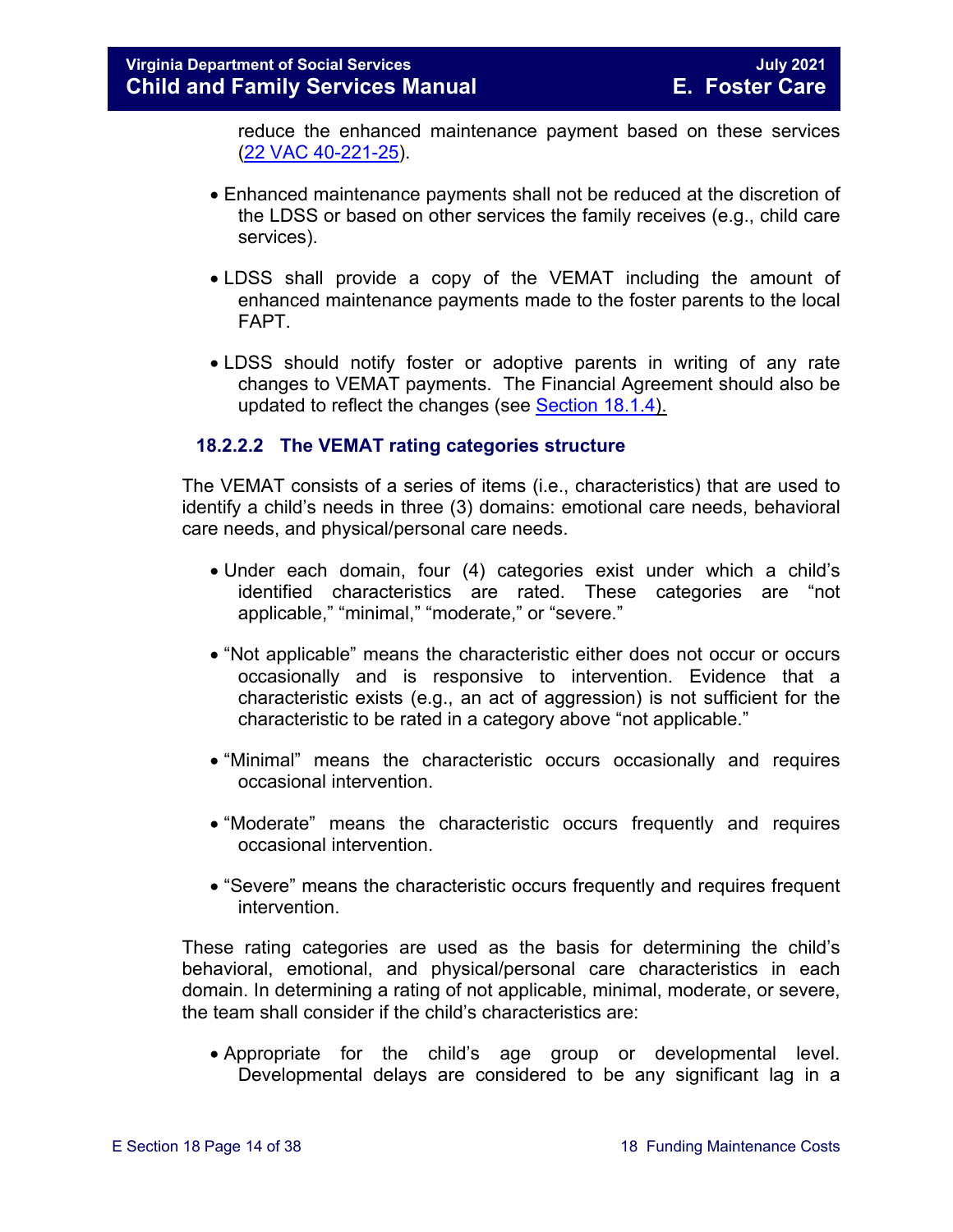reduce the enhanced maintenance payment based on these services ([22 VAC 40-221-25](22 VAC 40-221-25)).

- Enhanced maintenance payments shall not be reduced at the discretion of the LDSS or based on other services the family receives (e.g., child care services).

- LDSS shall provide a copy of the VEMAT including the amount of enhanced maintenance payments made to the foster parents to the local FAPT.

- LDSS should notify foster or adoptive parents in writing of any rate changes to VEMAT payments. The Financial Agreement should also be updated to reflect the changes (see Section 18.1.4).

### 18.2.2.2 The VEMAT rating categories structure

The VEMAT consists of a series of items (i.e., characteristics) that are used to identify a child's needs in three (3) domains: emotional care needs, behavioral care needs, and physical/personal care needs.

- Under each domain, four (4) categories exist under which a child's identified characteristics are rated. These categories are "not applicable," "minimal," "moderate," or "severe."

- "Not applicable" means the characteristic either does not occur or occurs occasionally and is responsive to intervention. Evidence that a characteristic exists (e.g., an act of aggression) is not sufficient for the characteristic to be rated in a category above "not applicable."

- "Minimal" means the characteristic occurs occasionally and requires occasional intervention.

- "Moderate" means the characteristic occurs frequently and requires occasional intervention.

- "Severe" means the characteristic occurs frequently and requires frequent intervention.

These rating categories are used as the basis for determining the child's behavioral, emotional, and physical/personal care characteristics in each domain. In determining a rating of not applicable, minimal, moderate, or severe, the team shall consider if the child's characteristics are:

- Appropriate for the child's age group or developmental level. Developmental delays are considered to be any significant lag in a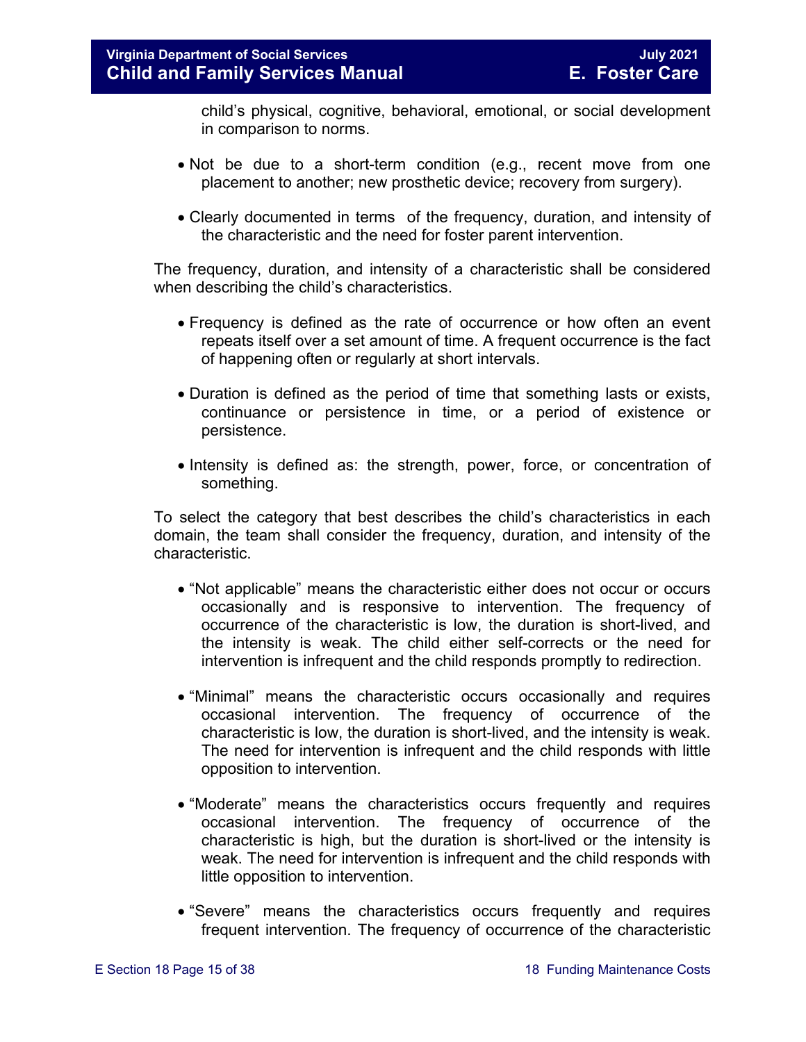child's physical, cognitive, behavioral, emotional, or social development in comparison to norms.

- Not be due to a short-term condition (e.g., recent move from one placement to another; new prosthetic device; recovery from surgery).

- Clearly documented in terms of the frequency, duration, and intensity of the characteristic and the need for foster parent intervention.

The frequency, duration, and intensity of a characteristic shall be considered when describing the child's characteristics.

- Frequency is defined as the rate of occurrence or how often an event repeats itself over a set amount of time. A frequent occurrence is the fact of happening often or regularly at short intervals.

- Duration is defined as the period of time that something lasts or exists, continuance or persistence in time, or a period of existence or persistence.

- Intensity is defined as: the strength, power, force, or concentration of something.

To select the category that best describes the child's characteristics in each domain, the team shall consider the frequency, duration, and intensity of the characteristic.

- "Not applicable" means the characteristic either does not occur or occurs occasionally and is responsive to intervention. The frequency of occurrence of the characteristic is low, the duration is short-lived, and the intensity is weak. The child either self-corrects or the need for intervention is infrequent and the child responds promptly to redirection.

- "Minimal" means the characteristic occurs occasionally and requires occasional intervention. The frequency of occurrence of the characteristic is low, the duration is short-lived, and the intensity is weak. The need for intervention is infrequent and the child responds with little opposition to intervention.

- "Moderate" means the characteristics occurs frequently and requires occasional intervention. The frequency of occurrence of the characteristic is high, but the duration is short-lived or the intensity is weak. The need for intervention is infrequent and the child responds with little opposition to intervention.

- "Severe" means the characteristics occurs frequently and requires frequent intervention. The frequency of occurrence of the characteristic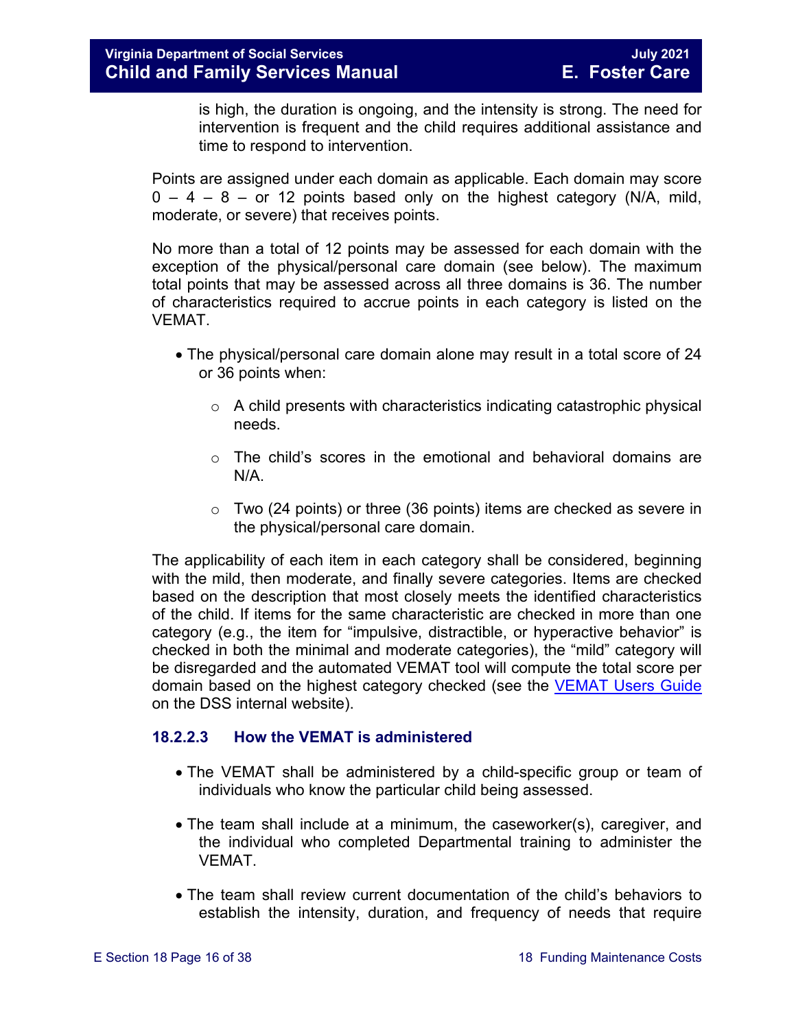is high, the duration is ongoing, and the intensity is strong. The need for intervention is frequent and the child requires additional assistance and time to respond to intervention.

Points are assigned under each domain as applicable. Each domain may score 0 – 4 – 8 – or 12 points based only on the highest category (N/A, mild, moderate, or severe) that receives points.

No more than a total of 12 points may be assessed for each domain with the exception of the physical/personal care domain (see below). The maximum total points that may be assessed across all three domains is 36. The number of characteristics required to accrue points in each category is listed on the VEMAT.

- The physical/personal care domain alone may result in a total score of 24 or 36 points when:
    - A child presents with characteristics indicating catastrophic physical needs.
    - The child's scores in the emotional and behavioral domains are N/A.
    - Two (24 points) or three (36 points) items are checked as severe in the physical/personal care domain.

The applicability of each item in each category shall be considered, beginning with the mild, then moderate, and finally severe categories. Items are checked based on the description that most closely meets the identified characteristics of the child. If items for the same characteristic are checked in more than one category (e.g., the item for "impulsive, distractible, or hyperactive behavior" is checked in both the minimal and moderate categories), the "mild" category will be disregarded and the automated VEMAT tool will compute the total score per domain based on the highest category checked (see the VEMAT Users Guide on the DSS internal website).

### 18.2.2.3 How the VEMAT is administered

- The VEMAT shall be administered by a child-specific group or team of individuals who know the particular child being assessed.
- The team shall include at a minimum, the caseworker(s), caregiver, and the individual who completed Departmental training to administer the VEMAT.
- The team shall review current documentation of the child's behaviors to establish the intensity, duration, and frequency of needs that require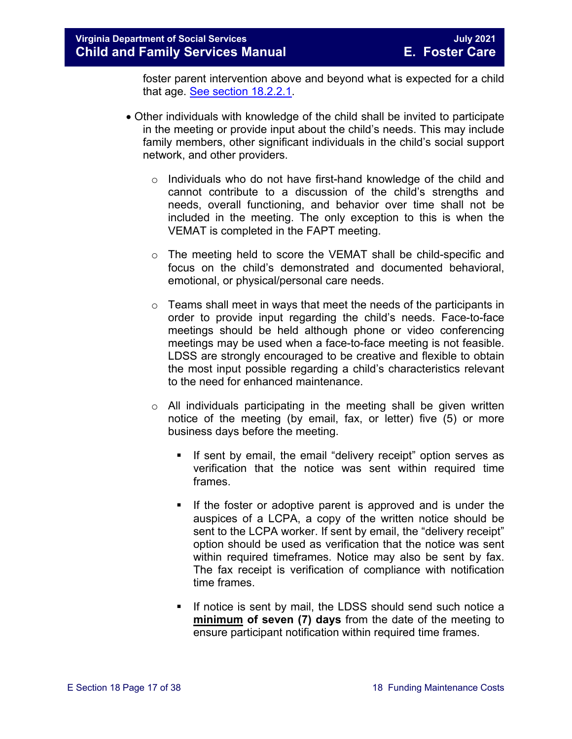foster parent intervention above and beyond what is expected for a child that age. [See section 18.2.2.1](#).

- Other individuals with knowledge of the child shall be invited to participate in the meeting or provide input about the child's needs. This may include family members, other significant individuals in the child's social support network, and other providers.
    - Individuals who do not have first-hand knowledge of the child and cannot contribute to a discussion of the child's strengths and needs, overall functioning, and behavior over time shall not be included in the meeting. The only exception to this is when the VEMAT is completed in the FAPT meeting.
    - The meeting held to score the VEMAT shall be child-specific and focus on the child's demonstrated and documented behavioral, emotional, or physical/personal care needs.
    - Teams shall meet in ways that meet the needs of the participants in order to provide input regarding the child's needs. Face-to-face meetings should be held although phone or video conferencing meetings may be used when a face-to-face meeting is not feasible. LDSS are strongly encouraged to be creative and flexible to obtain the most input possible regarding a child's characteristics relevant to the need for enhanced maintenance.
    - All individuals participating in the meeting shall be given written notice of the meeting (by email, fax, or letter) five (5) or more business days before the meeting.
        - If sent by email, the email "delivery receipt" option serves as verification that the notice was sent within required time frames.
        - If the foster or adoptive parent is approved and is under the auspices of a LCPA, a copy of the written notice should be sent to the LCPA worker. If sent by email, the "delivery receipt" option should be used as verification that the notice was sent within required timeframes. Notice may also be sent by fax. The fax receipt is verification of compliance with notification time frames.
        - If notice is sent by mail, the LDSS should send such notice a **<u>minimum</u> of seven (7) days** from the date of the meeting to ensure participant notification within required time frames.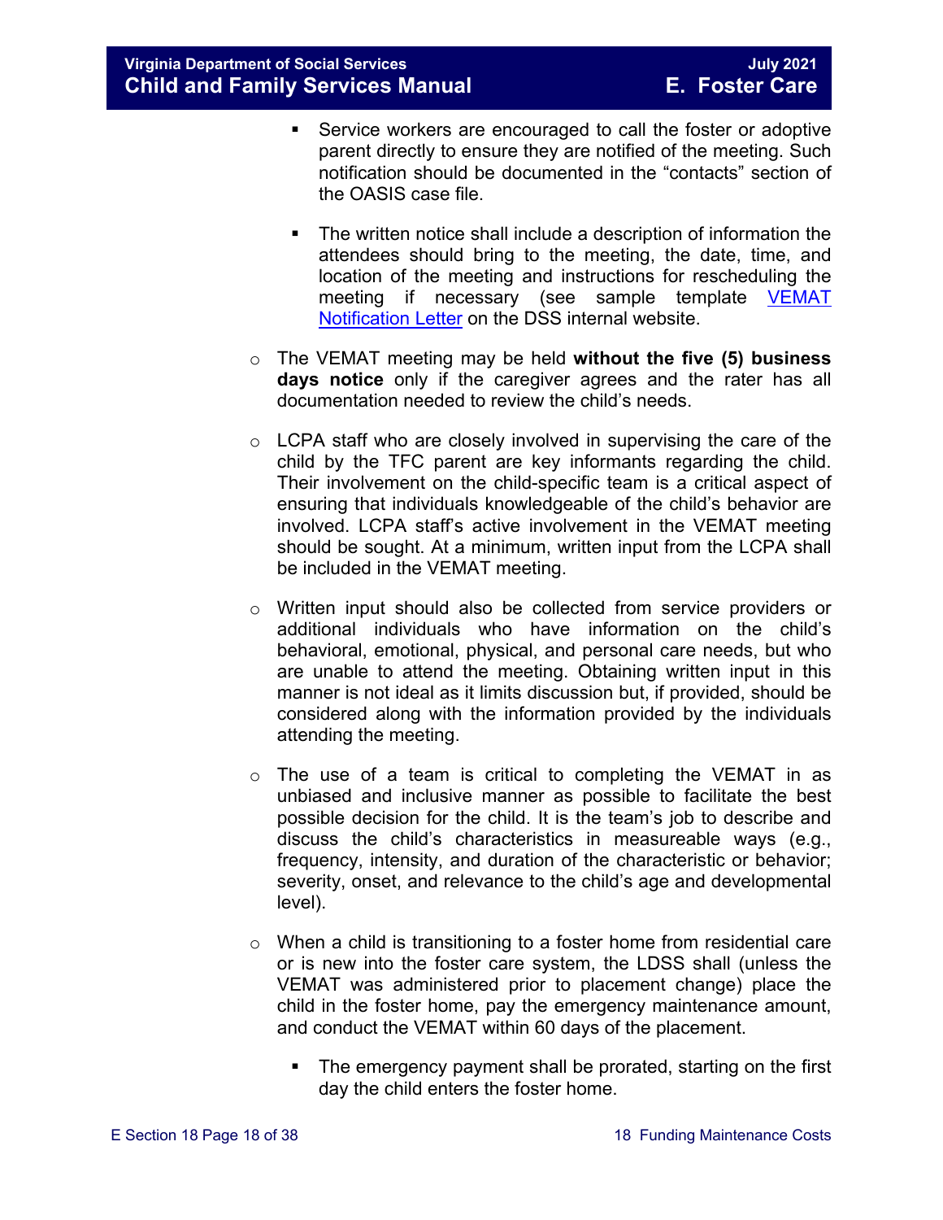- Service workers are encouraged to call the foster or adoptive parent directly to ensure they are notified of the meeting. Such notification should be documented in the "contacts" section of the OASIS case file.

   - The written notice shall include a description of information the attendees should bring to the meeting, the date, time, and location of the meeting and instructions for rescheduling the meeting if necessary (see sample template [VEMAT Notification Letter]() on the DSS internal website.

- The VEMAT meeting may be held **without the five (5) business days notice** only if the caregiver agrees and the rater has all documentation needed to review the child's needs.

- LCPA staff who are closely involved in supervising the care of the child by the TFC parent are key informants regarding the child. Their involvement on the child-specific team is a critical aspect of ensuring that individuals knowledgeable of the child's behavior are involved. LCPA staff's active involvement in the VEMAT meeting should be sought. At a minimum, written input from the LCPA shall be included in the VEMAT meeting.

- Written input should also be collected from service providers or additional individuals who have information on the child's behavioral, emotional, physical, and personal care needs, but who are unable to attend the meeting. Obtaining written input in this manner is not ideal as it limits discussion but, if provided, should be considered along with the information provided by the individuals attending the meeting.

- The use of a team is critical to completing the VEMAT in as unbiased and inclusive manner as possible to facilitate the best possible decision for the child. It is the team's job to describe and discuss the child's characteristics in measureable ways (e.g., frequency, intensity, and duration of the characteristic or behavior; severity, onset, and relevance to the child's age and developmental level).

- When a child is transitioning to a foster home from residential care or is new into the foster care system, the LDSS shall (unless the VEMAT was administered prior to placement change) place the child in the foster home, pay the emergency maintenance amount, and conduct the VEMAT within 60 days of the placement.

   - The emergency payment shall be prorated, starting on the first day the child enters the foster home.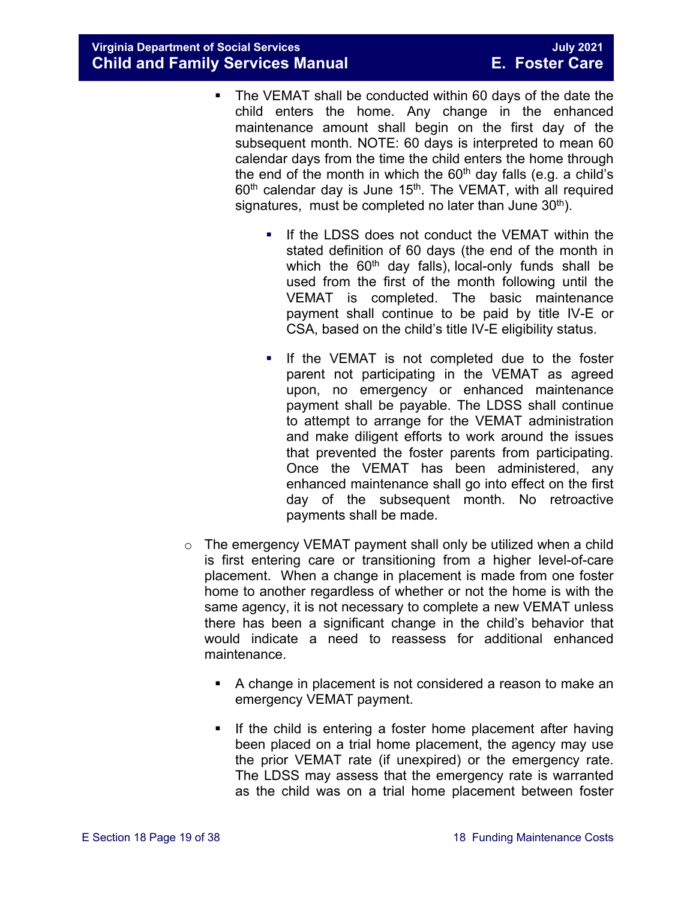- The VEMAT shall be conducted within 60 days of the date the child enters the home. Any change in the enhanced maintenance amount shall begin on the first day of the subsequent month. NOTE: 60 days is interpreted to mean 60 calendar days from the time the child enters the home through the end of the month in which the 60th day falls (e.g. a child's 60th calendar day is June 15th. The VEMAT, with all required signatures, must be completed no later than June 30th).

    - If the LDSS does not conduct the VEMAT within the stated definition of 60 days (the end of the month in which the 60th day falls), local-only funds shall be used from the first of the month following until the VEMAT is completed. The basic maintenance payment shall continue to be paid by title IV-E or CSA, based on the child's title IV-E eligibility status.

    - If the VEMAT is not completed due to the foster parent not participating in the VEMAT as agreed upon, no emergency or enhanced maintenance payment shall be payable. The LDSS shall continue to attempt to arrange for the VEMAT administration and make diligent efforts to work around the issues that prevented the foster parents from participating. Once the VEMAT has been administered, any enhanced maintenance shall go into effect on the first day of the subsequent month. No retroactive payments shall be made.

- The emergency VEMAT payment shall only be utilized when a child is first entering care or transitioning from a higher level-of-care placement. When a change in placement is made from one foster home to another regardless of whether or not the home is with the same agency, it is not necessary to complete a new VEMAT unless there has been a significant change in the child's behavior that would indicate a need to reassess for additional enhanced maintenance.

    - A change in placement is not considered a reason to make an emergency VEMAT payment.

    - If the child is entering a foster home placement after having been placed on a trial home placement, the agency may use the prior VEMAT rate (if unexpired) or the emergency rate. The LDSS may assess that the emergency rate is warranted as the child was on a trial home placement between foster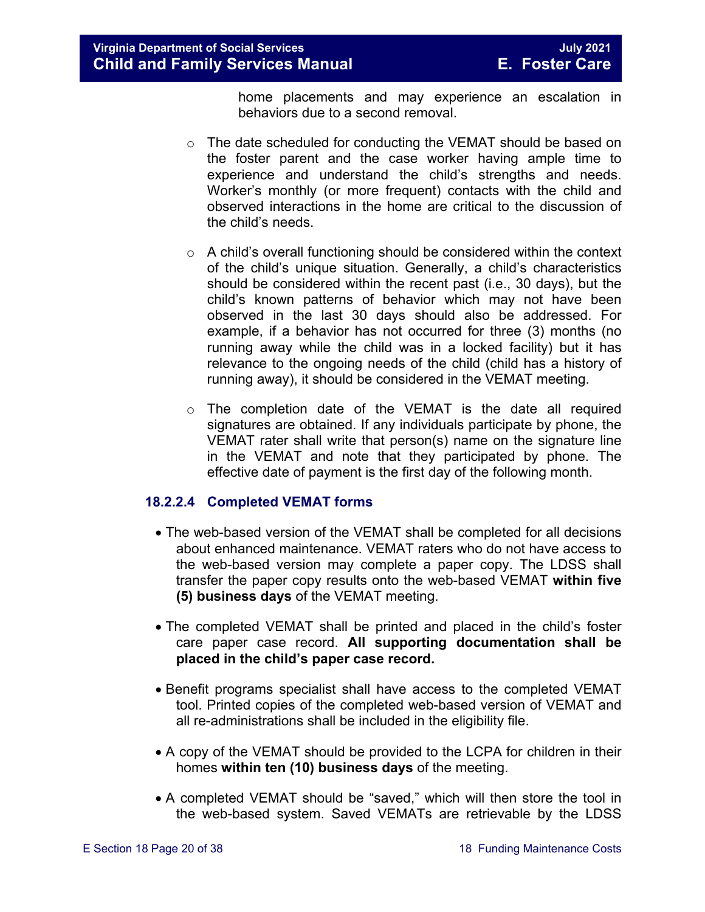home placements and may experience an escalation in behaviors due to a second removal.

- The date scheduled for conducting the VEMAT should be based on the foster parent and the case worker having ample time to experience and understand the child's strengths and needs. Worker's monthly (or more frequent) contacts with the child and observed interactions in the home are critical to the discussion of the child's needs.

- A child's overall functioning should be considered within the context of the child's unique situation. Generally, a child's characteristics should be considered within the recent past (i.e., 30 days), but the child's known patterns of behavior which may not have been observed in the last 30 days should also be addressed. For example, if a behavior has not occurred for three (3) months (no running away while the child was in a locked facility) but it has relevance to the ongoing needs of the child (child has a history of running away), it should be considered in the VEMAT meeting.

- The completion date of the VEMAT is the date all required signatures are obtained. If any individuals participate by phone, the VEMAT rater shall write that person(s) name on the signature line in the VEMAT and note that they participated by phone. The effective date of payment is the first day of the following month.

### 18.2.2.4 Completed VEMAT forms

- The web-based version of the VEMAT shall be completed for all decisions about enhanced maintenance. VEMAT raters who do not have access to the web-based version may complete a paper copy. The LDSS shall transfer the paper copy results onto the web-based VEMAT **within five (5) business days** of the VEMAT meeting.

- The completed VEMAT shall be printed and placed in the child's foster care paper case record. **All supporting documentation shall be placed in the child's paper case record.**

- Benefit programs specialist shall have access to the completed VEMAT tool. Printed copies of the completed web-based version of VEMAT and all re-administrations shall be included in the eligibility file.

- A copy of the VEMAT should be provided to the LCPA for children in their homes **within ten (10) business days** of the meeting.

- A completed VEMAT should be "saved," which will then store the tool in the web-based system. Saved VEMATs are retrievable by the LDSS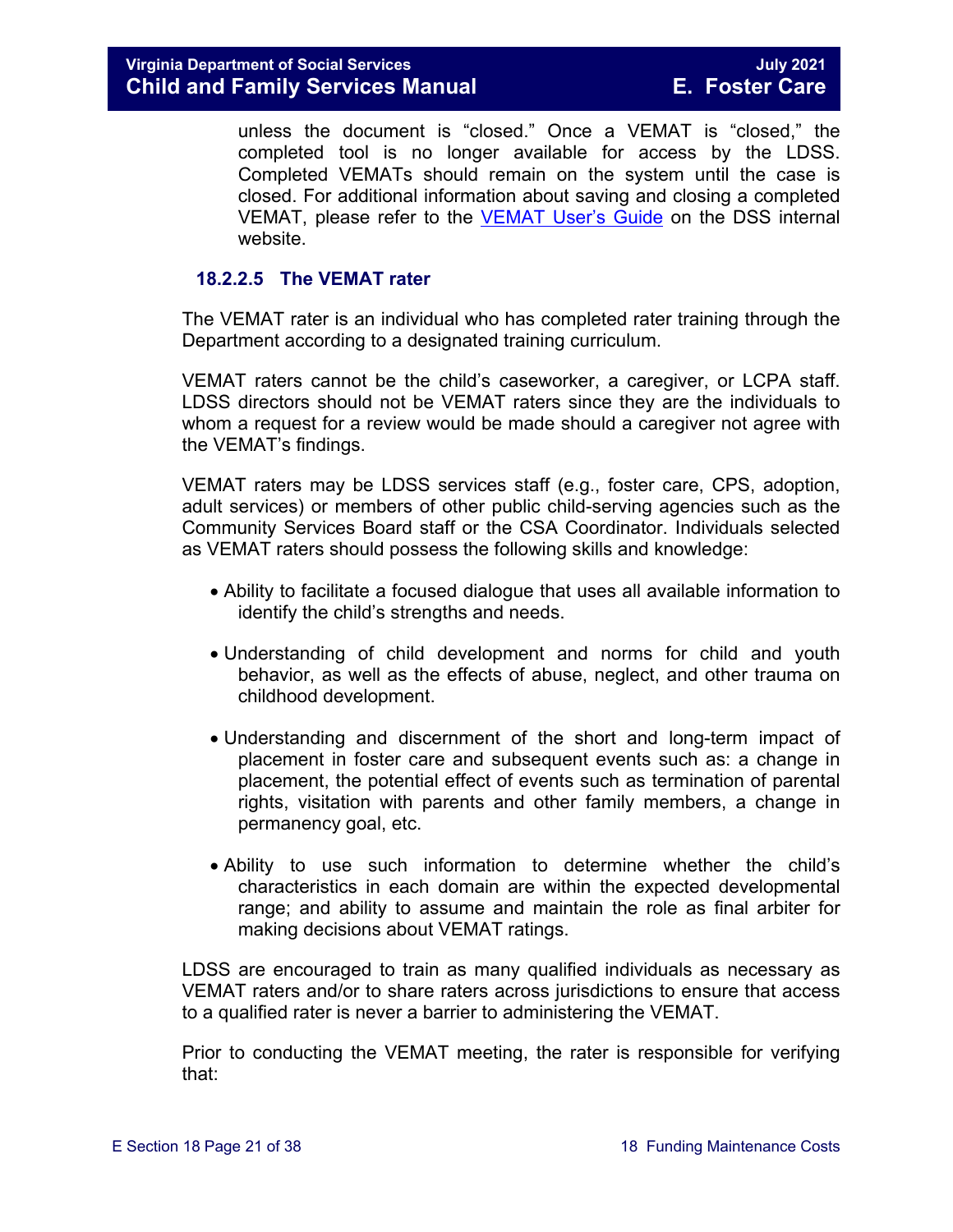unless the document is "closed." Once a VEMAT is "closed," the completed tool is no longer available for access by the LDSS. Completed VEMATs should remain on the system until the case is closed. For additional information about saving and closing a completed VEMAT, please refer to the [VEMAT User's Guide]() on the DSS internal website.

#### 18.2.2.5 The VEMAT rater

The VEMAT rater is an individual who has completed rater training through the Department according to a designated training curriculum.

VEMAT raters cannot be the child's caseworker, a caregiver, or LCPA staff. LDSS directors should not be VEMAT raters since they are the individuals to whom a request for a review would be made should a caregiver not agree with the VEMAT's findings.

VEMAT raters may be LDSS services staff (e.g., foster care, CPS, adoption, adult services) or members of other public child-serving agencies such as the Community Services Board staff or the CSA Coordinator. Individuals selected as VEMAT raters should possess the following skills and knowledge:

- Ability to facilitate a focused dialogue that uses all available information to identify the child's strengths and needs.
- Understanding of child development and norms for child and youth behavior, as well as the effects of abuse, neglect, and other trauma on childhood development.
- Understanding and discernment of the short and long-term impact of placement in foster care and subsequent events such as: a change in placement, the potential effect of events such as termination of parental rights, visitation with parents and other family members, a change in permanency goal, etc.
- Ability to use such information to determine whether the child's characteristics in each domain are within the expected developmental range; and ability to assume and maintain the role as final arbiter for making decisions about VEMAT ratings.

LDSS are encouraged to train as many qualified individuals as necessary as VEMAT raters and/or to share raters across jurisdictions to ensure that access to a qualified rater is never a barrier to administering the VEMAT.

Prior to conducting the VEMAT meeting, the rater is responsible for verifying that: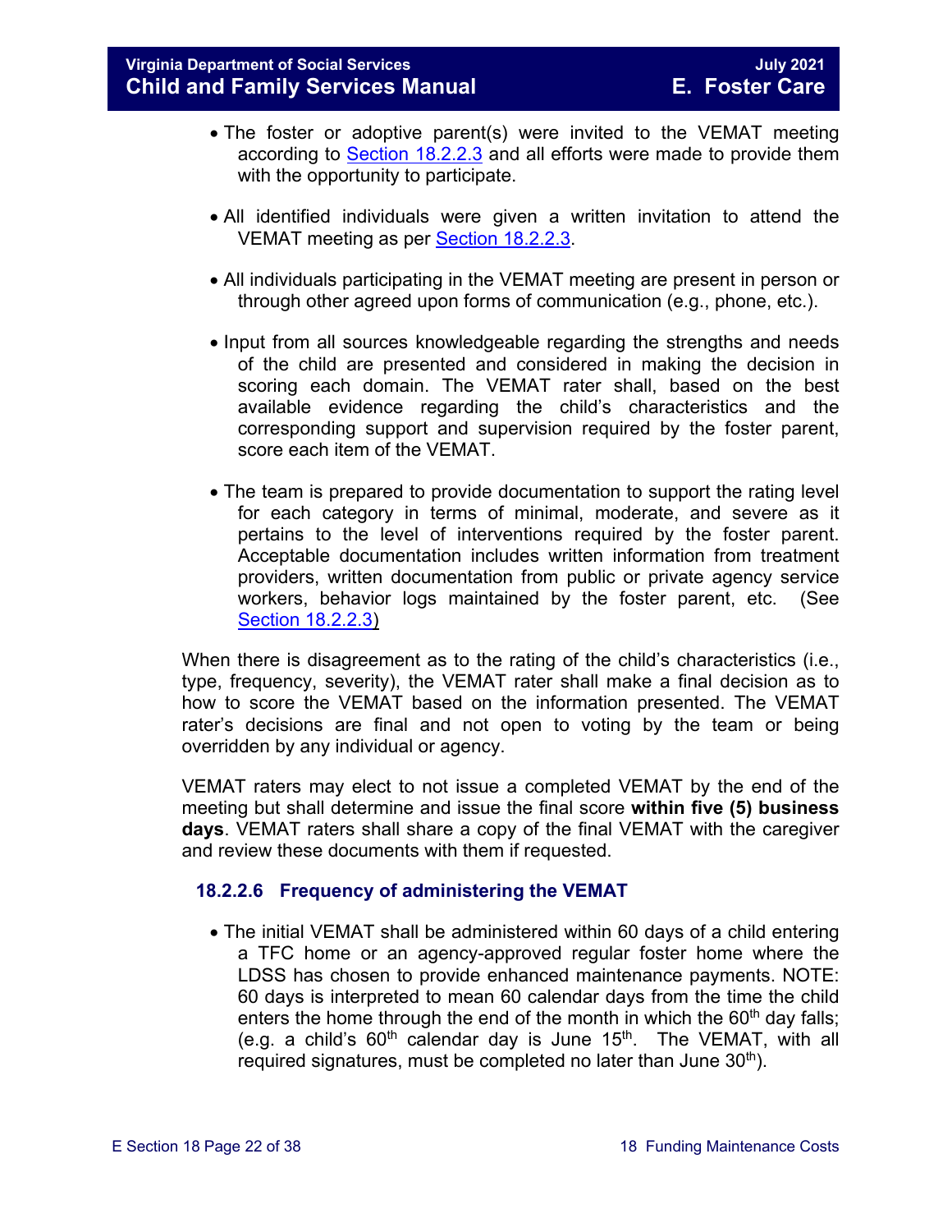- The foster or adoptive parent(s) were invited to the VEMAT meeting according to Section 18.2.2.3 and all efforts were made to provide them with the opportunity to participate.

- All identified individuals were given a written invitation to attend the VEMAT meeting as per Section 18.2.2.3.

- All individuals participating in the VEMAT meeting are present in person or through other agreed upon forms of communication (e.g., phone, etc.).

- Input from all sources knowledgeable regarding the strengths and needs of the child are presented and considered in making the decision in scoring each domain. The VEMAT rater shall, based on the best available evidence regarding the child's characteristics and the corresponding support and supervision required by the foster parent, score each item of the VEMAT.

- The team is prepared to provide documentation to support the rating level for each category in terms of minimal, moderate, and severe as it pertains to the level of interventions required by the foster parent. Acceptable documentation includes written information from treatment providers, written documentation from public or private agency service workers, behavior logs maintained by the foster parent, etc. (See Section 18.2.2.3)

When there is disagreement as to the rating of the child's characteristics (i.e., type, frequency, severity), the VEMAT rater shall make a final decision as to how to score the VEMAT based on the information presented. The VEMAT rater's decisions are final and not open to voting by the team or being overridden by any individual or agency.

VEMAT raters may elect to not issue a completed VEMAT by the end of the meeting but shall determine and issue the final score **within five (5) business days**. VEMAT raters shall share a copy of the final VEMAT with the caregiver and review these documents with them if requested.

### 18.2.2.6 Frequency of administering the VEMAT

- The initial VEMAT shall be administered within 60 days of a child entering a TFC home or an agency-approved regular foster home where the LDSS has chosen to provide enhanced maintenance payments. NOTE: 60 days is interpreted to mean 60 calendar days from the time the child enters the home through the end of the month in which the 60th day falls; (e.g. a child's 60th calendar day is June 15th. The VEMAT, with all required signatures, must be completed no later than June 30th).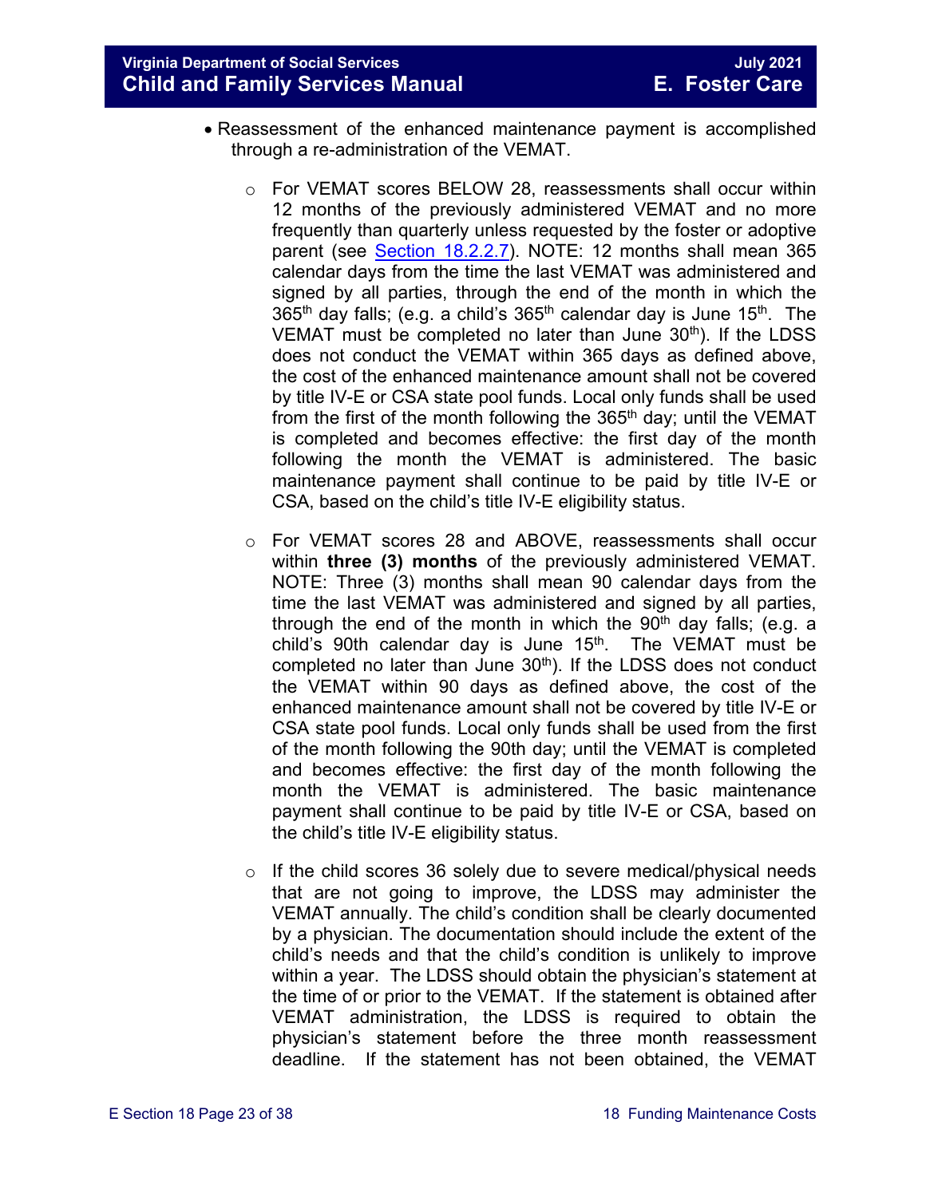- Reassessment of the enhanced maintenance payment is accomplished through a re-administration of the VEMAT.
  - For VEMAT scores BELOW 28, reassessments shall occur within 12 months of the previously administered VEMAT and no more frequently than quarterly unless requested by the foster or adoptive parent (see Section 18.2.2.7). NOTE: 12 months shall mean 365 calendar days from the time the last VEMAT was administered and signed by all parties, through the end of the month in which the 365th day falls; (e.g. a child's 365th calendar day is June 15th. The VEMAT must be completed no later than June 30th). If the LDSS does not conduct the VEMAT within 365 days as defined above, the cost of the enhanced maintenance amount shall not be covered by title IV-E or CSA state pool funds. Local only funds shall be used from the first of the month following the 365th day; until the VEMAT is completed and becomes effective: the first day of the month following the month the VEMAT is administered. The basic maintenance payment shall continue to be paid by title IV-E or CSA, based on the child's title IV-E eligibility status.
  - For VEMAT scores 28 and ABOVE, reassessments shall occur within **three (3) months** of the previously administered VEMAT. NOTE: Three (3) months shall mean 90 calendar days from the time the last VEMAT was administered and signed by all parties, through the end of the month in which the 90th day falls; (e.g. a child's 90th calendar day is June 15th. The VEMAT must be completed no later than June 30th). If the LDSS does not conduct the VEMAT within 90 days as defined above, the cost of the enhanced maintenance amount shall not be covered by title IV-E or CSA state pool funds. Local only funds shall be used from the first of the month following the 90th day; until the VEMAT is completed and becomes effective: the first day of the month following the month the VEMAT is administered. The basic maintenance payment shall continue to be paid by title IV-E or CSA, based on the child's title IV-E eligibility status.
  - If the child scores 36 solely due to severe medical/physical needs that are not going to improve, the LDSS may administer the VEMAT annually. The child's condition shall be clearly documented by a physician. The documentation should include the extent of the child's needs and that the child's condition is unlikely to improve within a year. The LDSS should obtain the physician's statement at the time of or prior to the VEMAT. If the statement is obtained after VEMAT administration, the LDSS is required to obtain the physician's statement before the three month reassessment deadline. If the statement has not been obtained, the VEMAT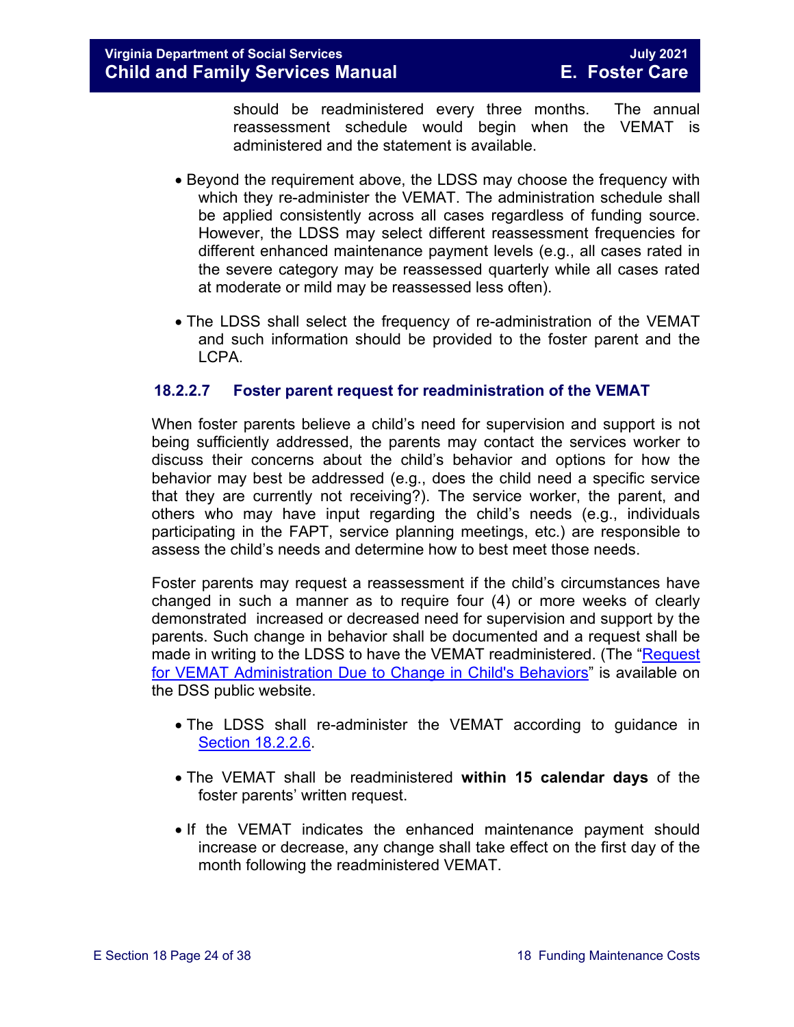should be readministered every three months. The annual reassessment schedule would begin when the VEMAT is administered and the statement is available.

- Beyond the requirement above, the LDSS may choose the frequency with which they re-administer the VEMAT. The administration schedule shall be applied consistently across all cases regardless of funding source. However, the LDSS may select different reassessment frequencies for different enhanced maintenance payment levels (e.g., all cases rated in the severe category may be reassessed quarterly while all cases rated at moderate or mild may be reassessed less often).

- The LDSS shall select the frequency of re-administration of the VEMAT and such information should be provided to the foster parent and the LCPA.

### 18.2.2.7 Foster parent request for readministration of the VEMAT

When foster parents believe a child's need for supervision and support is not being sufficiently addressed, the parents may contact the services worker to discuss their concerns about the child's behavior and options for how the behavior may best be addressed (e.g., does the child need a specific service that they are currently not receiving?). The service worker, the parent, and others who may have input regarding the child's needs (e.g., individuals participating in the FAPT, service planning meetings, etc.) are responsible to assess the child's needs and determine how to best meet those needs.

Foster parents may request a reassessment if the child's circumstances have changed in such a manner as to require four (4) or more weeks of clearly demonstrated increased or decreased need for supervision and support by the parents. Such change in behavior shall be documented and a request shall be made in writing to the LDSS to have the VEMAT readministered. (The "Request for VEMAT Administration Due to Change in Child's Behaviors" is available on the DSS public website.

- The LDSS shall re-administer the VEMAT according to guidance in Section 18.2.2.6.

- The VEMAT shall be readministered **within 15 calendar days** of the foster parents' written request.

- If the VEMAT indicates the enhanced maintenance payment should increase or decrease, any change shall take effect on the first day of the month following the readministered VEMAT.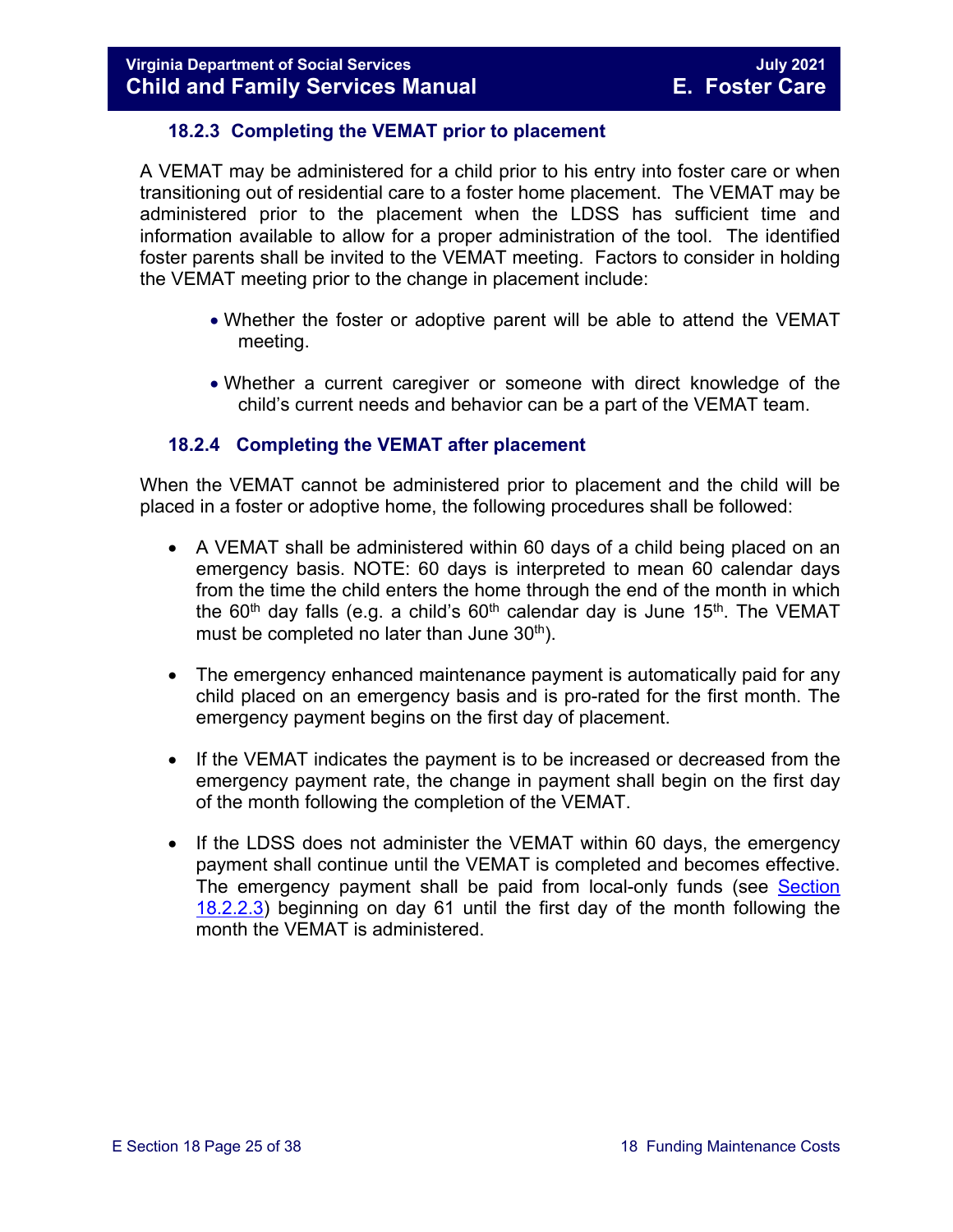### 18.2.3 Completing the VEMAT prior to placement

A VEMAT may be administered for a child prior to his entry into foster care or when transitioning out of residential care to a foster home placement. The VEMAT may be administered prior to the placement when the LDSS has sufficient time and information available to allow for a proper administration of the tool. The identified foster parents shall be invited to the VEMAT meeting. Factors to consider in holding the VEMAT meeting prior to the change in placement include:

- Whether the foster or adoptive parent will be able to attend the VEMAT meeting.
- Whether a current caregiver or someone with direct knowledge of the child's current needs and behavior can be a part of the VEMAT team.

### 18.2.4 Completing the VEMAT after placement

When the VEMAT cannot be administered prior to placement and the child will be placed in a foster or adoptive home, the following procedures shall be followed:

- A VEMAT shall be administered within 60 days of a child being placed on an emergency basis. NOTE: 60 days is interpreted to mean 60 calendar days from the time the child enters the home through the end of the month in which the 60th day falls (e.g. a child's 60th calendar day is June 15th. The VEMAT must be completed no later than June 30th).
- The emergency enhanced maintenance payment is automatically paid for any child placed on an emergency basis and is pro-rated for the first month. The emergency payment begins on the first day of placement.
- If the VEMAT indicates the payment is to be increased or decreased from the emergency payment rate, the change in payment shall begin on the first day of the month following the completion of the VEMAT.
- If the LDSS does not administer the VEMAT within 60 days, the emergency payment shall continue until the VEMAT is completed and becomes effective. The emergency payment shall be paid from local-only funds (see Section 18.2.2.3) beginning on day 61 until the first day of the month following the month the VEMAT is administered.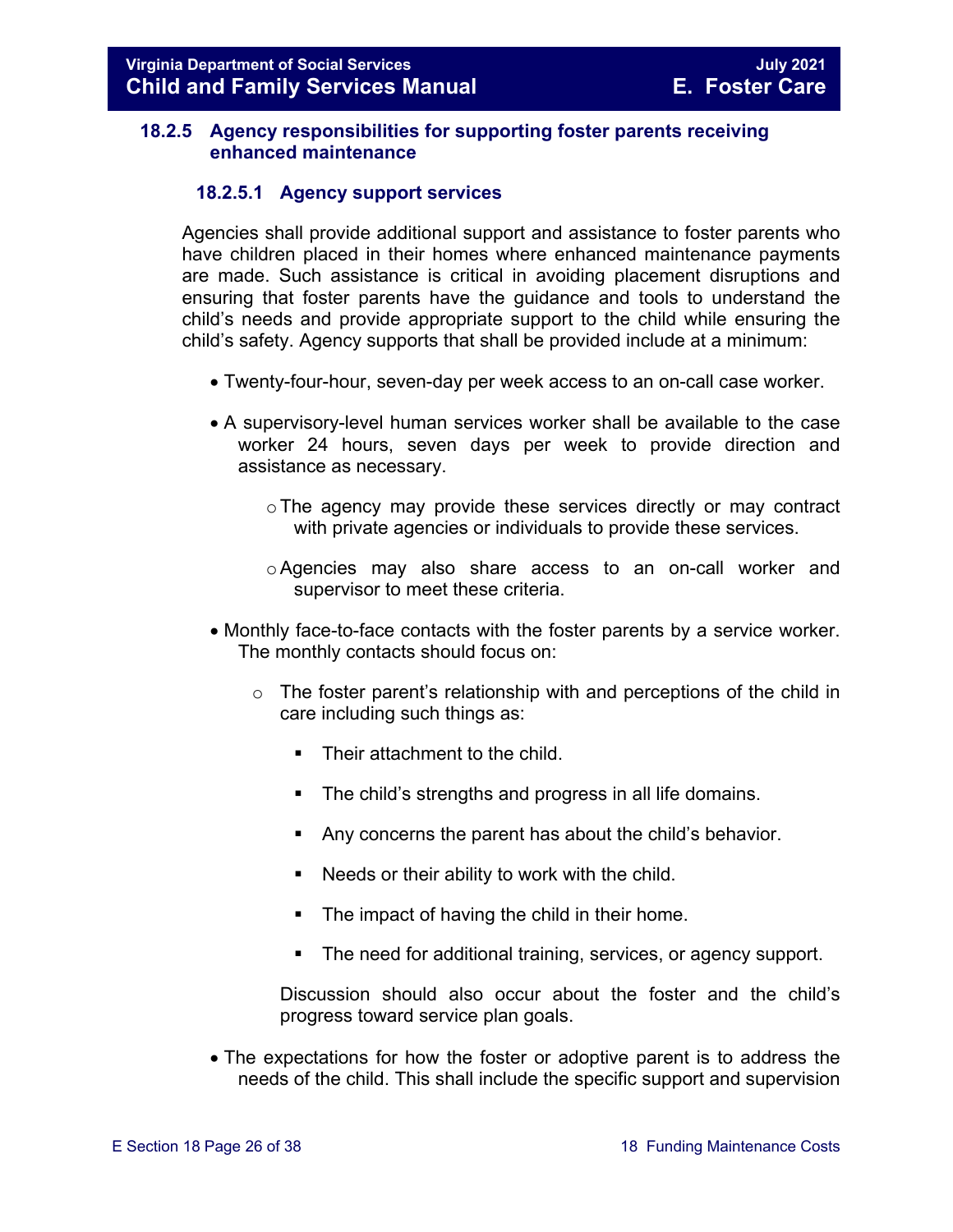### 18.2.5 Agency responsibilities for supporting foster parents receiving enhanced maintenance

#### 18.2.5.1 Agency support services

Agencies shall provide additional support and assistance to foster parents who have children placed in their homes where enhanced maintenance payments are made. Such assistance is critical in avoiding placement disruptions and ensuring that foster parents have the guidance and tools to understand the child's needs and provide appropriate support to the child while ensuring the child's safety. Agency supports that shall be provided include at a minimum:

- Twenty-four-hour, seven-day per week access to an on-call case worker.
- A supervisory-level human services worker shall be available to the case worker 24 hours, seven days per week to provide direction and assistance as necessary.
    - The agency may provide these services directly or may contract with private agencies or individuals to provide these services.
    - Agencies may also share access to an on-call worker and supervisor to meet these criteria.
- Monthly face-to-face contacts with the foster parents by a service worker. The monthly contacts should focus on:
    - The foster parent's relationship with and perceptions of the child in care including such things as:
        - Their attachment to the child.
        - The child's strengths and progress in all life domains.
        - Any concerns the parent has about the child's behavior.
        - Needs or their ability to work with the child.
        - The impact of having the child in their home.
        - The need for additional training, services, or agency support.

      Discussion should also occur about the foster and the child's progress toward service plan goals.
- The expectations for how the foster or adoptive parent is to address the needs of the child. This shall include the specific support and supervision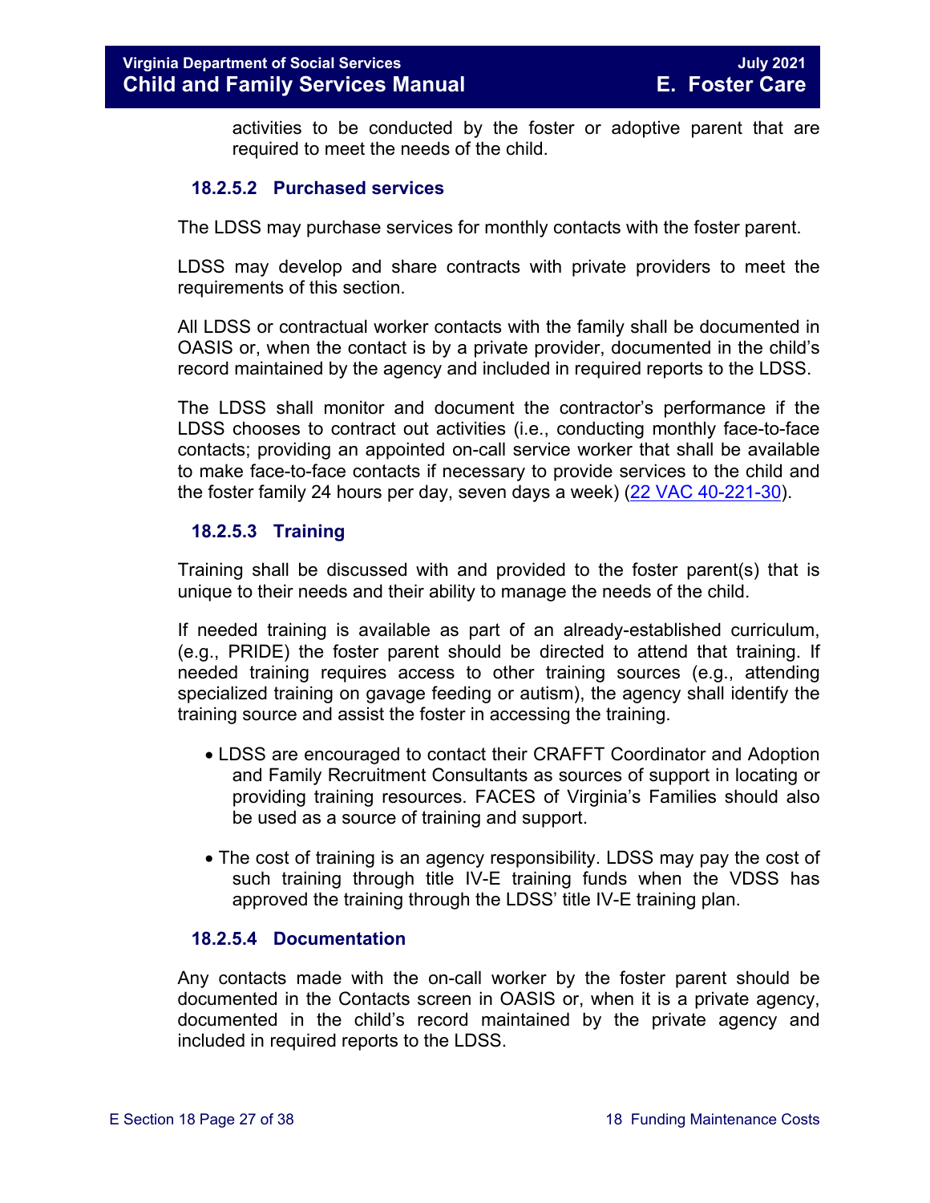activities to be conducted by the foster or adoptive parent that are required to meet the needs of the child.

#### 18.2.5.2 Purchased services

The LDSS may purchase services for monthly contacts with the foster parent.

LDSS may develop and share contracts with private providers to meet the requirements of this section.

All LDSS or contractual worker contacts with the family shall be documented in OASIS or, when the contact is by a private provider, documented in the child's record maintained by the agency and included in required reports to the LDSS.

The LDSS shall monitor and document the contractor's performance if the LDSS chooses to contract out activities (i.e., conducting monthly face-to-face contacts; providing an appointed on-call service worker that shall be available to make face-to-face contacts if necessary to provide services to the child and the foster family 24 hours per day, seven days a week) (22 VAC 40-221-30).

#### 18.2.5.3 Training

Training shall be discussed with and provided to the foster parent(s) that is unique to their needs and their ability to manage the needs of the child.

If needed training is available as part of an already-established curriculum, (e.g., PRIDE) the foster parent should be directed to attend that training. If needed training requires access to other training sources (e.g., attending specialized training on gavage feeding or autism), the agency shall identify the training source and assist the foster in accessing the training.

- LDSS are encouraged to contact their CRAFFT Coordinator and Adoption and Family Recruitment Consultants as sources of support in locating or providing training resources. FACES of Virginia's Families should also be used as a source of training and support.
- The cost of training is an agency responsibility. LDSS may pay the cost of such training through title IV-E training funds when the VDSS has approved the training through the LDSS' title IV-E training plan.

#### 18.2.5.4 Documentation

Any contacts made with the on-call worker by the foster parent should be documented in the Contacts screen in OASIS or, when it is a private agency, documented in the child's record maintained by the private agency and included in required reports to the LDSS.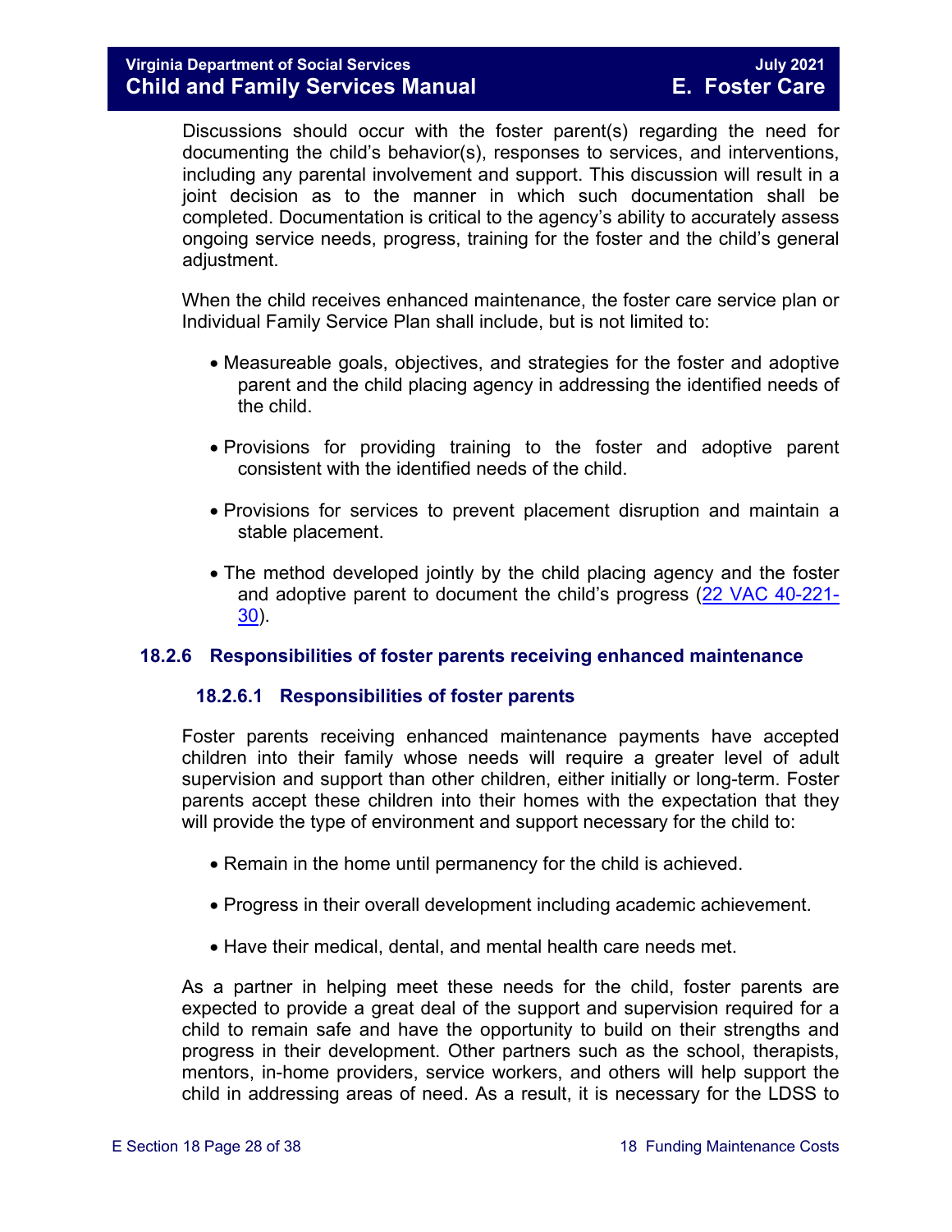Discussions should occur with the foster parent(s) regarding the need for documenting the child's behavior(s), responses to services, and interventions, including any parental involvement and support. This discussion will result in a joint decision as to the manner in which such documentation shall be completed. Documentation is critical to the agency's ability to accurately assess ongoing service needs, progress, training for the foster and the child's general adjustment.

When the child receives enhanced maintenance, the foster care service plan or Individual Family Service Plan shall include, but is not limited to:

- Measureable goals, objectives, and strategies for the foster and adoptive parent and the child placing agency in addressing the identified needs of the child.
- Provisions for providing training to the foster and adoptive parent consistent with the identified needs of the child.
- Provisions for services to prevent placement disruption and maintain a stable placement.
- The method developed jointly by the child placing agency and the foster and adoptive parent to document the child's progress (22 VAC 40-221-30).

### 18.2.6 Responsibilities of foster parents receiving enhanced maintenance

#### 18.2.6.1 Responsibilities of foster parents

Foster parents receiving enhanced maintenance payments have accepted children into their family whose needs will require a greater level of adult supervision and support than other children, either initially or long-term. Foster parents accept these children into their homes with the expectation that they will provide the type of environment and support necessary for the child to:

- Remain in the home until permanency for the child is achieved.
- Progress in their overall development including academic achievement.
- Have their medical, dental, and mental health care needs met.

As a partner in helping meet these needs for the child, foster parents are expected to provide a great deal of the support and supervision required for a child to remain safe and have the opportunity to build on their strengths and progress in their development. Other partners such as the school, therapists, mentors, in-home providers, service workers, and others will help support the child in addressing areas of need. As a result, it is necessary for the LDSS to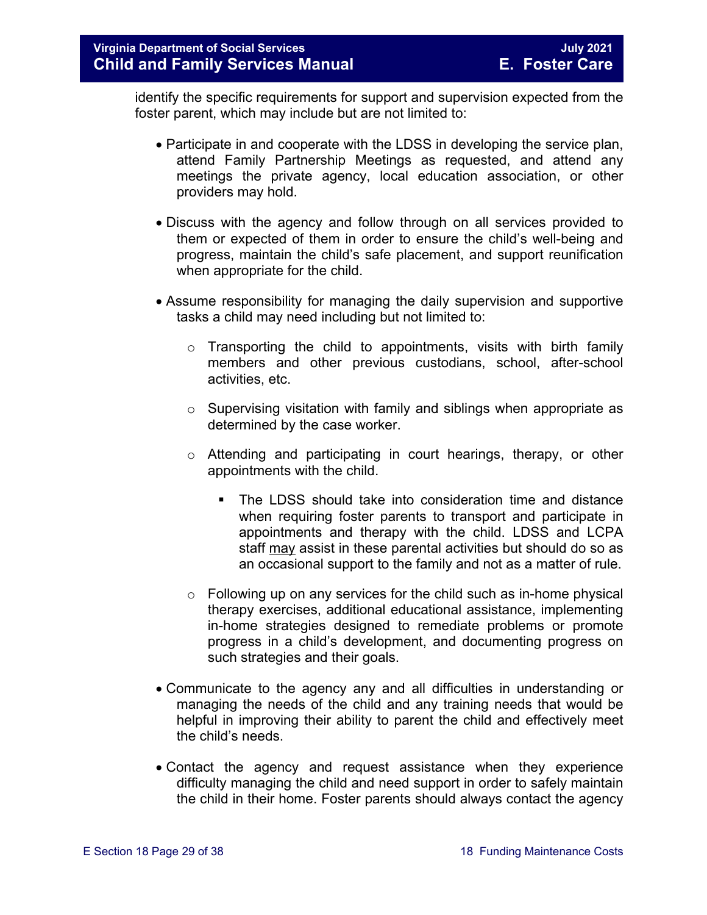identify the specific requirements for support and supervision expected from the foster parent, which may include but are not limited to:

- Participate in and cooperate with the LDSS in developing the service plan, attend Family Partnership Meetings as requested, and attend any meetings the private agency, local education association, or other providers may hold.

- Discuss with the agency and follow through on all services provided to them or expected of them in order to ensure the child's well-being and progress, maintain the child's safe placement, and support reunification when appropriate for the child.

- Assume responsibility for managing the daily supervision and supportive tasks a child may need including but not limited to:

  - Transporting the child to appointments, visits with birth family members and other previous custodians, school, after-school activities, etc.

  - Supervising visitation with family and siblings when appropriate as determined by the case worker.

  - Attending and participating in court hearings, therapy, or other appointments with the child.

    - The LDSS should take into consideration time and distance when requiring foster parents to transport and participate in appointments and therapy with the child. LDSS and LCPA staff <u>may</u> assist in these parental activities but should do so as an occasional support to the family and not as a matter of rule.

  - Following up on any services for the child such as in-home physical therapy exercises, additional educational assistance, implementing in-home strategies designed to remediate problems or promote progress in a child's development, and documenting progress on such strategies and their goals.

- Communicate to the agency any and all difficulties in understanding or managing the needs of the child and any training needs that would be helpful in improving their ability to parent the child and effectively meet the child's needs.

- Contact the agency and request assistance when they experience difficulty managing the child and need support in order to safely maintain the child in their home. Foster parents should always contact the agency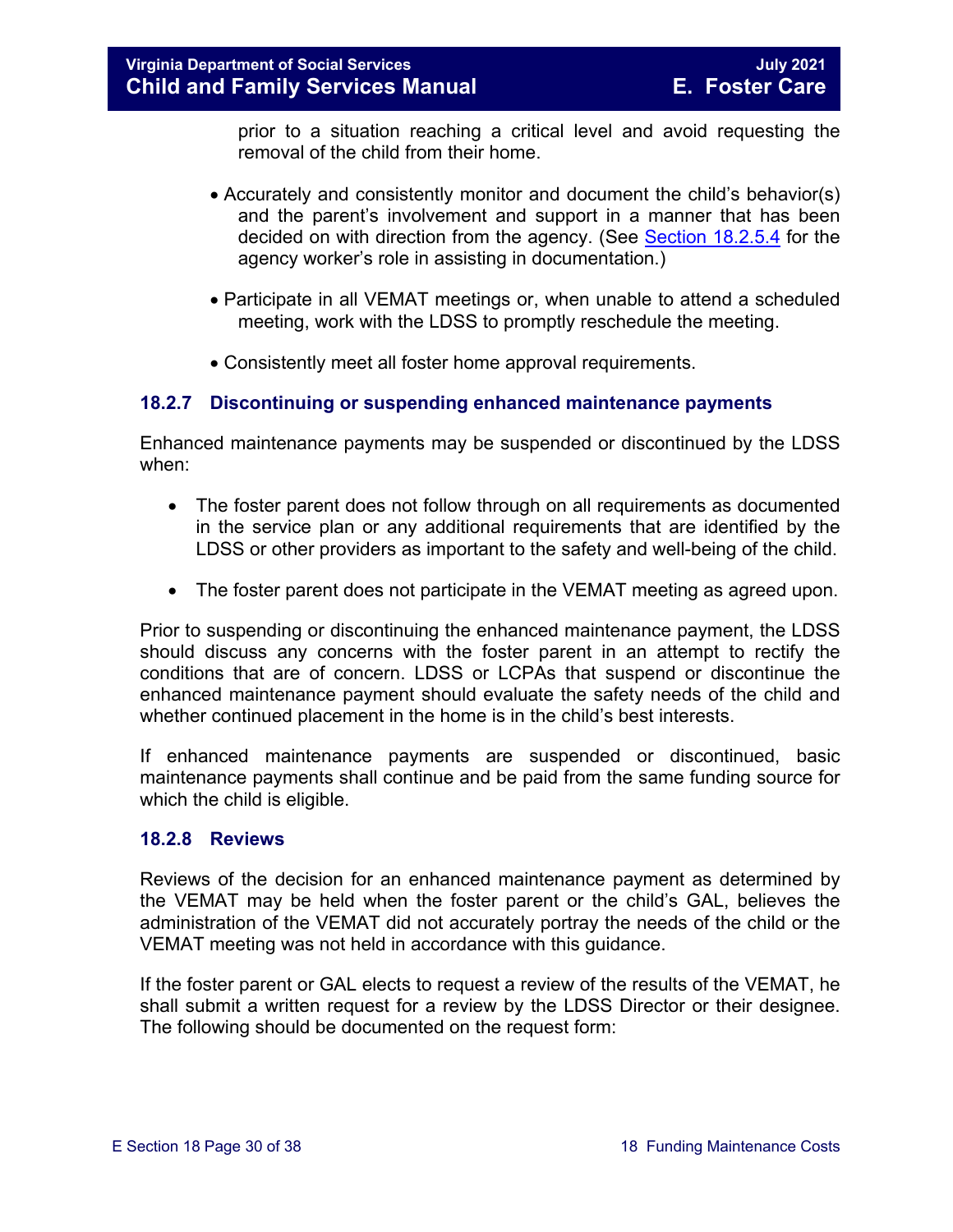prior to a situation reaching a critical level and avoid requesting the removal of the child from their home.

- Accurately and consistently monitor and document the child's behavior(s) and the parent's involvement and support in a manner that has been decided on with direction from the agency. (See Section 18.2.5.4 for the agency worker's role in assisting in documentation.)

- Participate in all VEMAT meetings or, when unable to attend a scheduled meeting, work with the LDSS to promptly reschedule the meeting.

- Consistently meet all foster home approval requirements.

### 18.2.7 Discontinuing or suspending enhanced maintenance payments

Enhanced maintenance payments may be suspended or discontinued by the LDSS when:

- The foster parent does not follow through on all requirements as documented in the service plan or any additional requirements that are identified by the LDSS or other providers as important to the safety and well-being of the child.

- The foster parent does not participate in the VEMAT meeting as agreed upon.

Prior to suspending or discontinuing the enhanced maintenance payment, the LDSS should discuss any concerns with the foster parent in an attempt to rectify the conditions that are of concern. LDSS or LCPAs that suspend or discontinue the enhanced maintenance payment should evaluate the safety needs of the child and whether continued placement in the home is in the child's best interests.

If enhanced maintenance payments are suspended or discontinued, basic maintenance payments shall continue and be paid from the same funding source for which the child is eligible.

### 18.2.8 Reviews

Reviews of the decision for an enhanced maintenance payment as determined by the VEMAT may be held when the foster parent or the child's GAL, believes the administration of the VEMAT did not accurately portray the needs of the child or the VEMAT meeting was not held in accordance with this guidance.

If the foster parent or GAL elects to request a review of the results of the VEMAT, he shall submit a written request for a review by the LDSS Director or their designee. The following should be documented on the request form: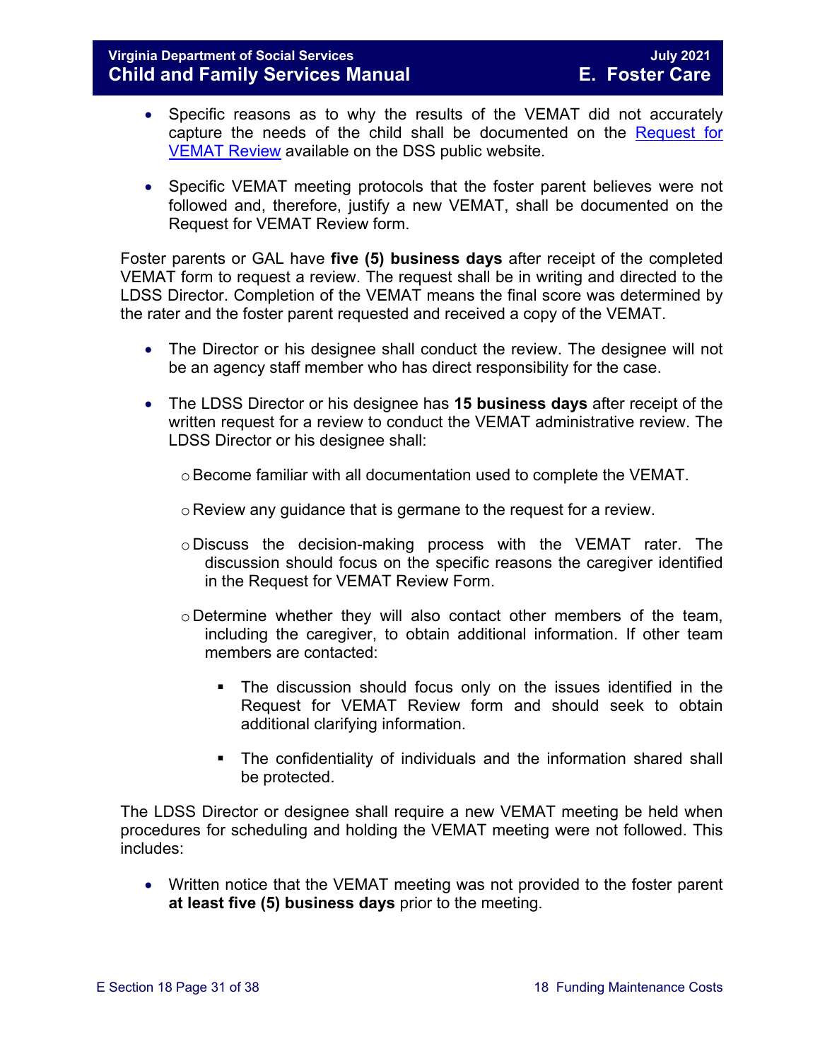- Specific reasons as to why the results of the VEMAT did not accurately capture the needs of the child shall be documented on the [Request for VEMAT Review](#) available on the DSS public website.

- Specific VEMAT meeting protocols that the foster parent believes were not followed and, therefore, justify a new VEMAT, shall be documented on the Request for VEMAT Review form.

Foster parents or GAL have **five (5) business days** after receipt of the completed VEMAT form to request a review. The request shall be in writing and directed to the LDSS Director. Completion of the VEMAT means the final score was determined by the rater and the foster parent requested and received a copy of the VEMAT.

- The Director or his designee shall conduct the review. The designee will not be an agency staff member who has direct responsibility for the case.

- The LDSS Director or his designee has **15 business days** after receipt of the written request for a review to conduct the VEMAT administrative review. The LDSS Director or his designee shall:

  - Become familiar with all documentation used to complete the VEMAT.

  - Review any guidance that is germane to the request for a review.

  - Discuss the decision-making process with the VEMAT rater. The discussion should focus on the specific reasons the caregiver identified in the Request for VEMAT Review Form.

  - Determine whether they will also contact other members of the team, including the caregiver, to obtain additional information. If other team members are contacted:

    - The discussion should focus only on the issues identified in the Request for VEMAT Review form and should seek to obtain additional clarifying information.

    - The confidentiality of individuals and the information shared shall be protected.

The LDSS Director or designee shall require a new VEMAT meeting be held when procedures for scheduling and holding the VEMAT meeting were not followed. This includes:

- Written notice that the VEMAT meeting was not provided to the foster parent **at least five (5) business days** prior to the meeting.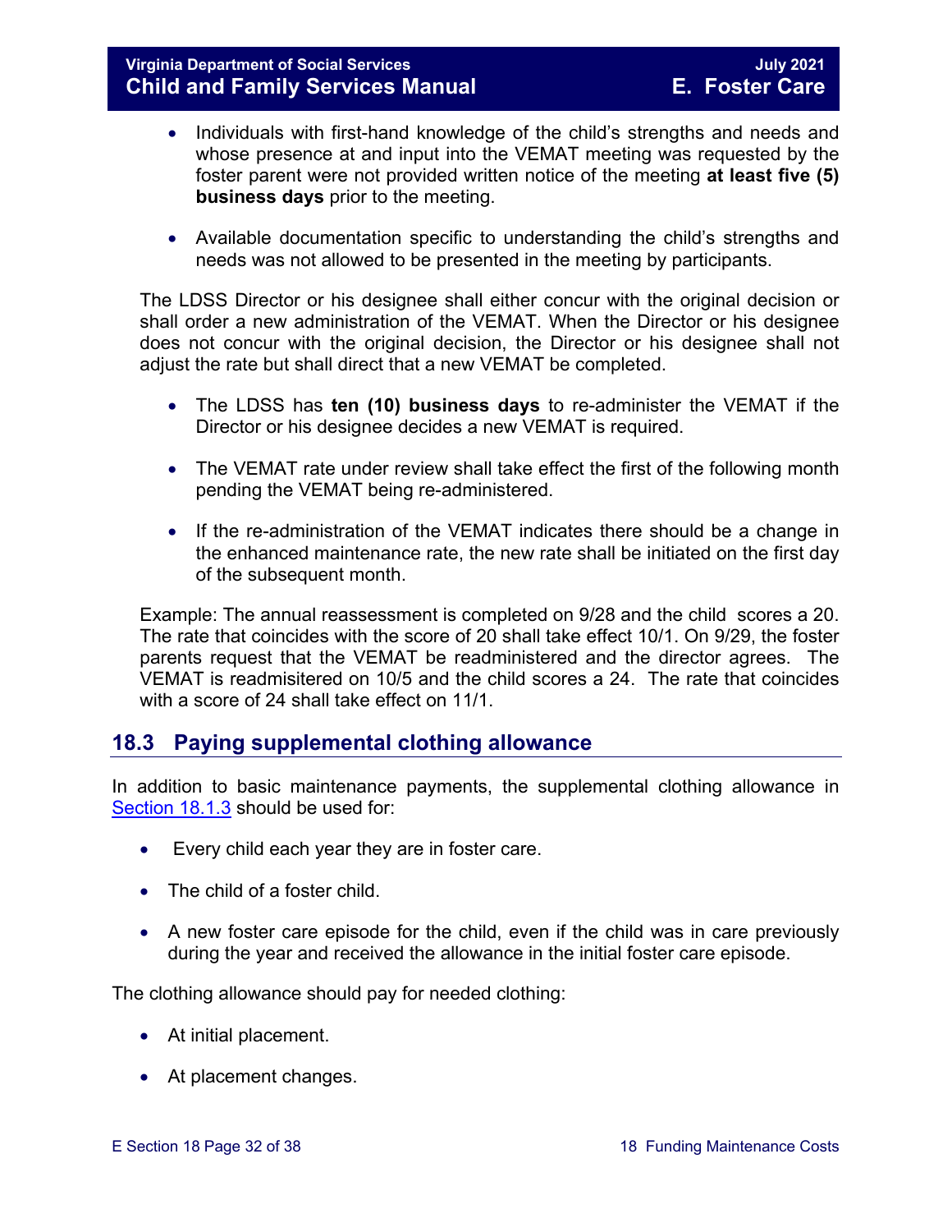- Individuals with first-hand knowledge of the child's strengths and needs and whose presence at and input into the VEMAT meeting was requested by the foster parent were not provided written notice of the meeting **at least five (5) business days** prior to the meeting.

- Available documentation specific to understanding the child's strengths and needs was not allowed to be presented in the meeting by participants.

The LDSS Director or his designee shall either concur with the original decision or shall order a new administration of the VEMAT. When the Director or his designee does not concur with the original decision, the Director or his designee shall not adjust the rate but shall direct that a new VEMAT be completed.

- The LDSS has **ten (10) business days** to re-administer the VEMAT if the Director or his designee decides a new VEMAT is required.

- The VEMAT rate under review shall take effect the first of the following month pending the VEMAT being re-administered.

- If the re-administration of the VEMAT indicates there should be a change in the enhanced maintenance rate, the new rate shall be initiated on the first day of the subsequent month.

Example: The annual reassessment is completed on 9/28 and the child scores a 20. The rate that coincides with the score of 20 shall take effect 10/1. On 9/29, the foster parents request that the VEMAT be readministered and the director agrees. The VEMAT is readmisitered on 10/5 and the child scores a 24. The rate that coincides with a score of 24 shall take effect on 11/1.

## 18.3 Paying supplemental clothing allowance

In addition to basic maintenance payments, the supplemental clothing allowance in Section 18.1.3 should be used for:

- Every child each year they are in foster care.

- The child of a foster child.

- A new foster care episode for the child, even if the child was in care previously during the year and received the allowance in the initial foster care episode.

The clothing allowance should pay for needed clothing:

- At initial placement.

- At placement changes.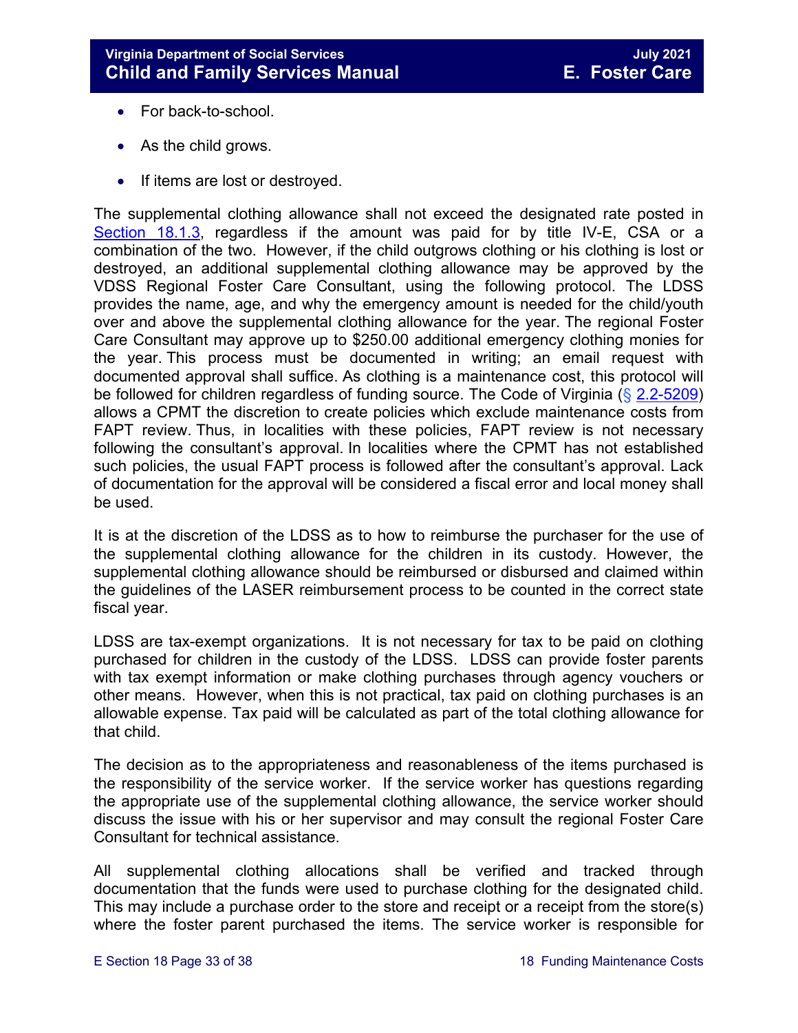- For back-to-school.
- As the child grows.
- If items are lost or destroyed.

The supplemental clothing allowance shall not exceed the designated rate posted in Section 18.1.3, regardless if the amount was paid for by title IV-E, CSA or a combination of the two. However, if the child outgrows clothing or his clothing is lost or destroyed, an additional supplemental clothing allowance may be approved by the VDSS Regional Foster Care Consultant, using the following protocol. The LDSS provides the name, age, and why the emergency amount is needed for the child/youth over and above the supplemental clothing allowance for the year. The regional Foster Care Consultant may approve up to $250.00 additional emergency clothing monies for the year. This process must be documented in writing; an email request with documented approval shall suffice. As clothing is a maintenance cost, this protocol will be followed for children regardless of funding source. The Code of Virginia (§ 2.2-5209) allows a CPMT the discretion to create policies which exclude maintenance costs from FAPT review. Thus, in localities with these policies, FAPT review is not necessary following the consultant's approval. In localities where the CPMT has not established such policies, the usual FAPT process is followed after the consultant's approval. Lack of documentation for the approval will be considered a fiscal error and local money shall be used.

It is at the discretion of the LDSS as to how to reimburse the purchaser for the use of the supplemental clothing allowance for the children in its custody. However, the supplemental clothing allowance should be reimbursed or disbursed and claimed within the guidelines of the LASER reimbursement process to be counted in the correct state fiscal year.

LDSS are tax-exempt organizations. It is not necessary for tax to be paid on clothing purchased for children in the custody of the LDSS. LDSS can provide foster parents with tax exempt information or make clothing purchases through agency vouchers or other means. However, when this is not practical, tax paid on clothing purchases is an allowable expense. Tax paid will be calculated as part of the total clothing allowance for that child.

The decision as to the appropriateness and reasonableness of the items purchased is the responsibility of the service worker. If the service worker has questions regarding the appropriate use of the supplemental clothing allowance, the service worker should discuss the issue with his or her supervisor and may consult the regional Foster Care Consultant for technical assistance.

All supplemental clothing allocations shall be verified and tracked through documentation that the funds were used to purchase clothing for the designated child. This may include a purchase order to the store and receipt or a receipt from the store(s) where the foster parent purchased the items. The service worker is responsible for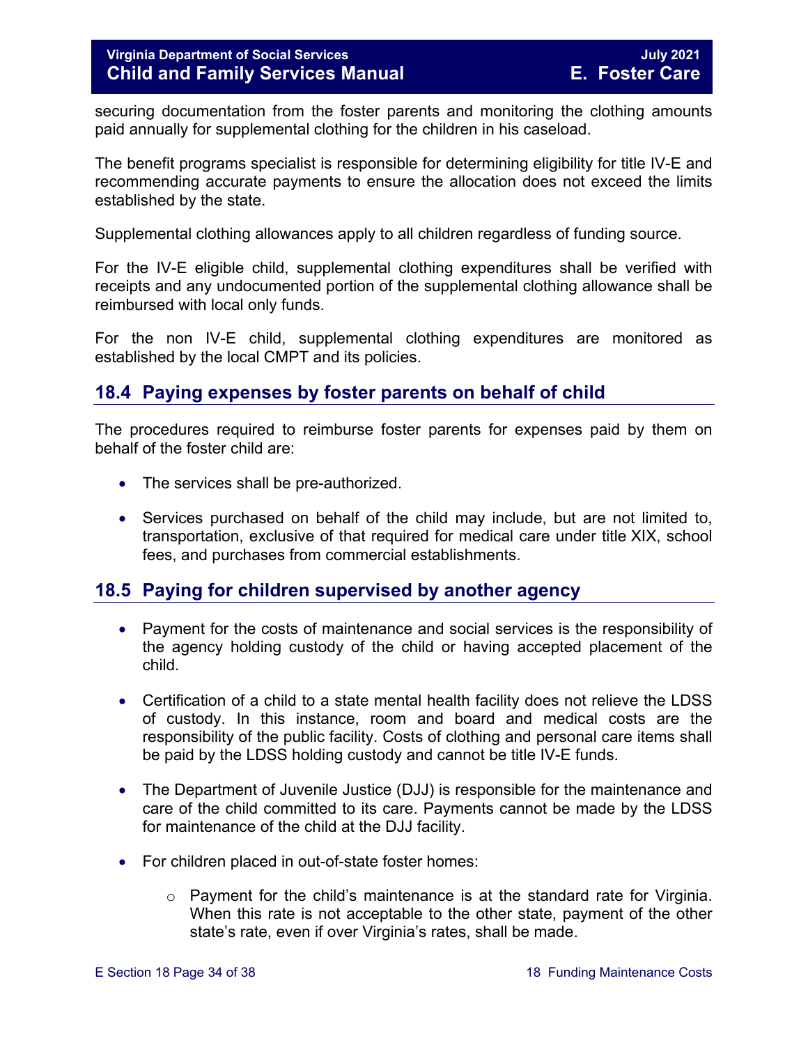securing documentation from the foster parents and monitoring the clothing amounts paid annually for supplemental clothing for the children in his caseload.

The benefit programs specialist is responsible for determining eligibility for title IV-E and recommending accurate payments to ensure the allocation does not exceed the limits established by the state.

Supplemental clothing allowances apply to all children regardless of funding source.

For the IV-E eligible child, supplemental clothing expenditures shall be verified with receipts and any undocumented portion of the supplemental clothing allowance shall be reimbursed with local only funds.

For the non IV-E child, supplemental clothing expenditures are monitored as established by the local CMPT and its policies.

## 18.4 Paying expenses by foster parents on behalf of child

The procedures required to reimburse foster parents for expenses paid by them on behalf of the foster child are:

- The services shall be pre-authorized.
- Services purchased on behalf of the child may include, but are not limited to, transportation, exclusive of that required for medical care under title XIX, school fees, and purchases from commercial establishments.

## 18.5 Paying for children supervised by another agency

- Payment for the costs of maintenance and social services is the responsibility of the agency holding custody of the child or having accepted placement of the child.
- Certification of a child to a state mental health facility does not relieve the LDSS of custody. In this instance, room and board and medical costs are the responsibility of the public facility. Costs of clothing and personal care items shall be paid by the LDSS holding custody and cannot be title IV-E funds.
- The Department of Juvenile Justice (DJJ) is responsible for the maintenance and care of the child committed to its care. Payments cannot be made by the LDSS for maintenance of the child at the DJJ facility.
- For children placed in out-of-state foster homes:
    - Payment for the child's maintenance is at the standard rate for Virginia. When this rate is not acceptable to the other state, payment of the other state's rate, even if over Virginia's rates, shall be made.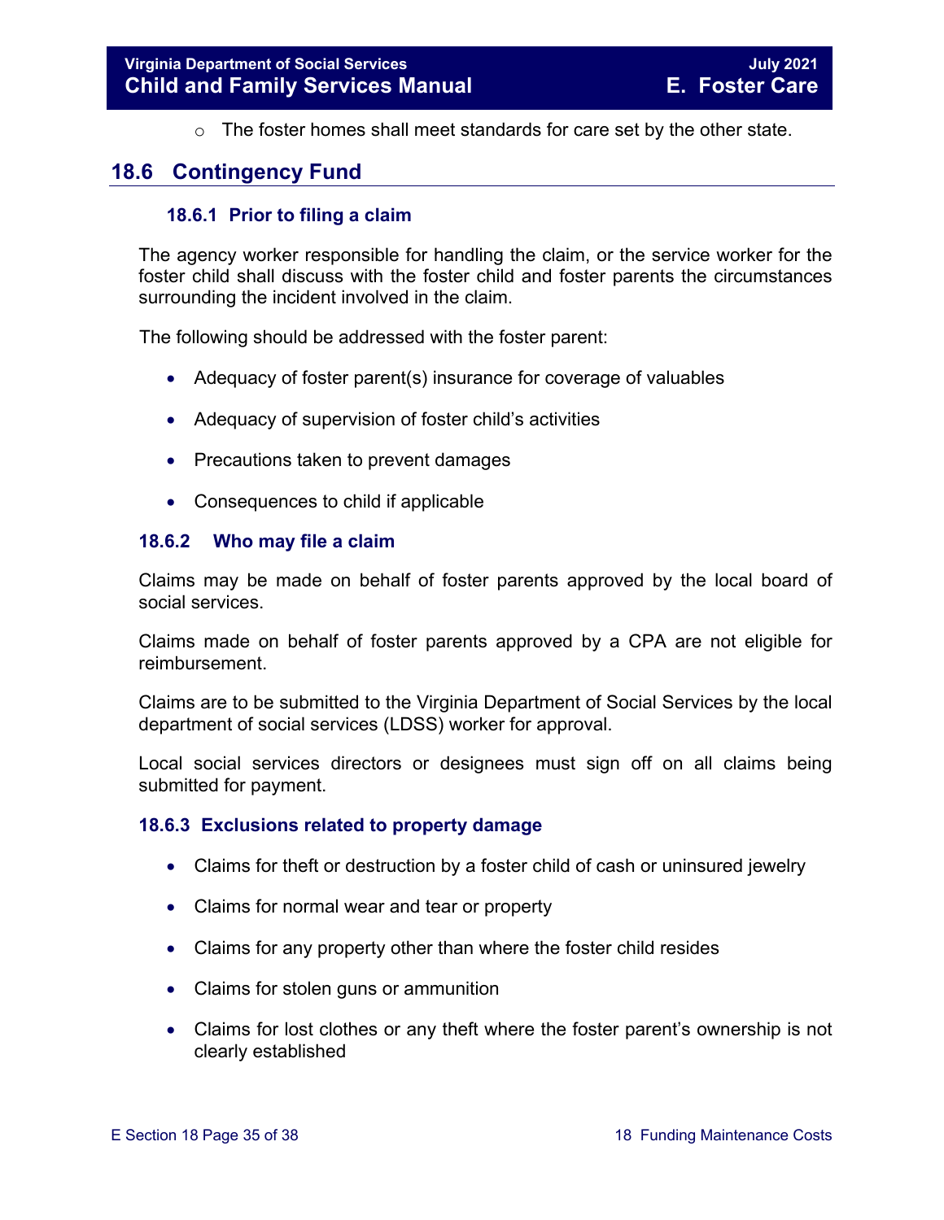- The foster homes shall meet standards for care set by the other state.

## 18.6 Contingency Fund

### 18.6.1 Prior to filing a claim

The agency worker responsible for handling the claim, or the service worker for the foster child shall discuss with the foster child and foster parents the circumstances surrounding the incident involved in the claim.

The following should be addressed with the foster parent:

- Adequacy of foster parent(s) insurance for coverage of valuables
- Adequacy of supervision of foster child's activities
- Precautions taken to prevent damages
- Consequences to child if applicable

### 18.6.2 Who may file a claim

Claims may be made on behalf of foster parents approved by the local board of social services.

Claims made on behalf of foster parents approved by a CPA are not eligible for reimbursement.

Claims are to be submitted to the Virginia Department of Social Services by the local department of social services (LDSS) worker for approval.

Local social services directors or designees must sign off on all claims being submitted for payment.

### 18.6.3 Exclusions related to property damage

- Claims for theft or destruction by a foster child of cash or uninsured jewelry
- Claims for normal wear and tear or property
- Claims for any property other than where the foster child resides
- Claims for stolen guns or ammunition
- Claims for lost clothes or any theft where the foster parent's ownership is not clearly established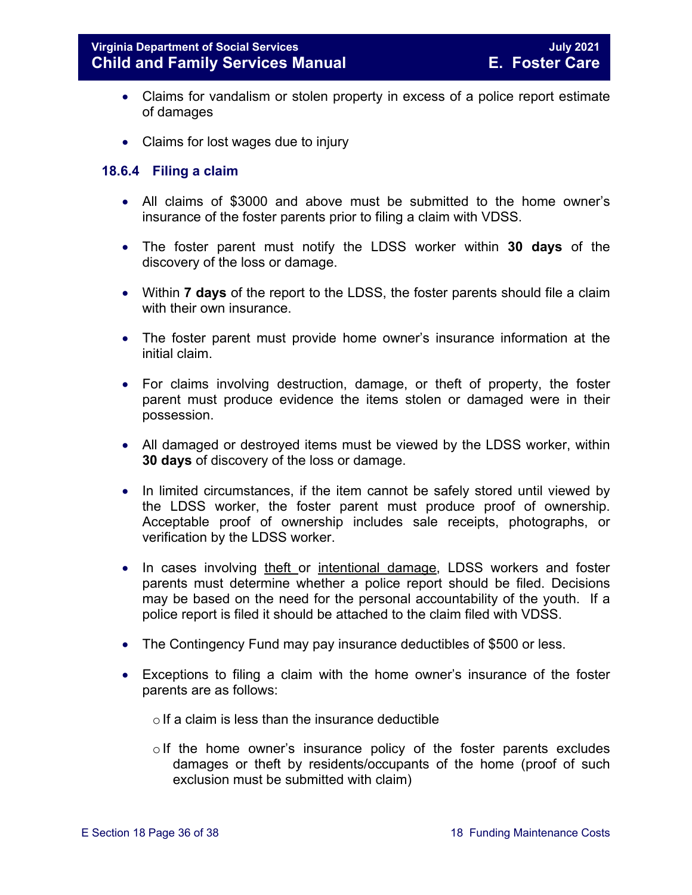- Claims for vandalism or stolen property in excess of a police report estimate of damages

- Claims for lost wages due to injury

### 18.6.4 Filing a claim

- All claims of $3000 and above must be submitted to the home owner's insurance of the foster parents prior to filing a claim with VDSS.

- The foster parent must notify the LDSS worker within **30 days** of the discovery of the loss or damage.

- Within **7 days** of the report to the LDSS, the foster parents should file a claim with their own insurance.

- The foster parent must provide home owner's insurance information at the initial claim.

- For claims involving destruction, damage, or theft of property, the foster parent must produce evidence the items stolen or damaged were in their possession.

- All damaged or destroyed items must be viewed by the LDSS worker, within **30 days** of discovery of the loss or damage.

- In limited circumstances, if the item cannot be safely stored until viewed by the LDSS worker, the foster parent must produce proof of ownership. Acceptable proof of ownership includes sale receipts, photographs, or verification by the LDSS worker.

- In cases involving <u>theft</u> or <u>intentional damage</u>, LDSS workers and foster parents must determine whether a police report should be filed. Decisions may be based on the need for the personal accountability of the youth. If a police report is filed it should be attached to the claim filed with VDSS.

- The Contingency Fund may pay insurance deductibles of $500 or less.

- Exceptions to filing a claim with the home owner's insurance of the foster parents are as follows:

    - If a claim is less than the insurance deductible

    - If the home owner's insurance policy of the foster parents excludes damages or theft by residents/occupants of the home (proof of such exclusion must be submitted with claim)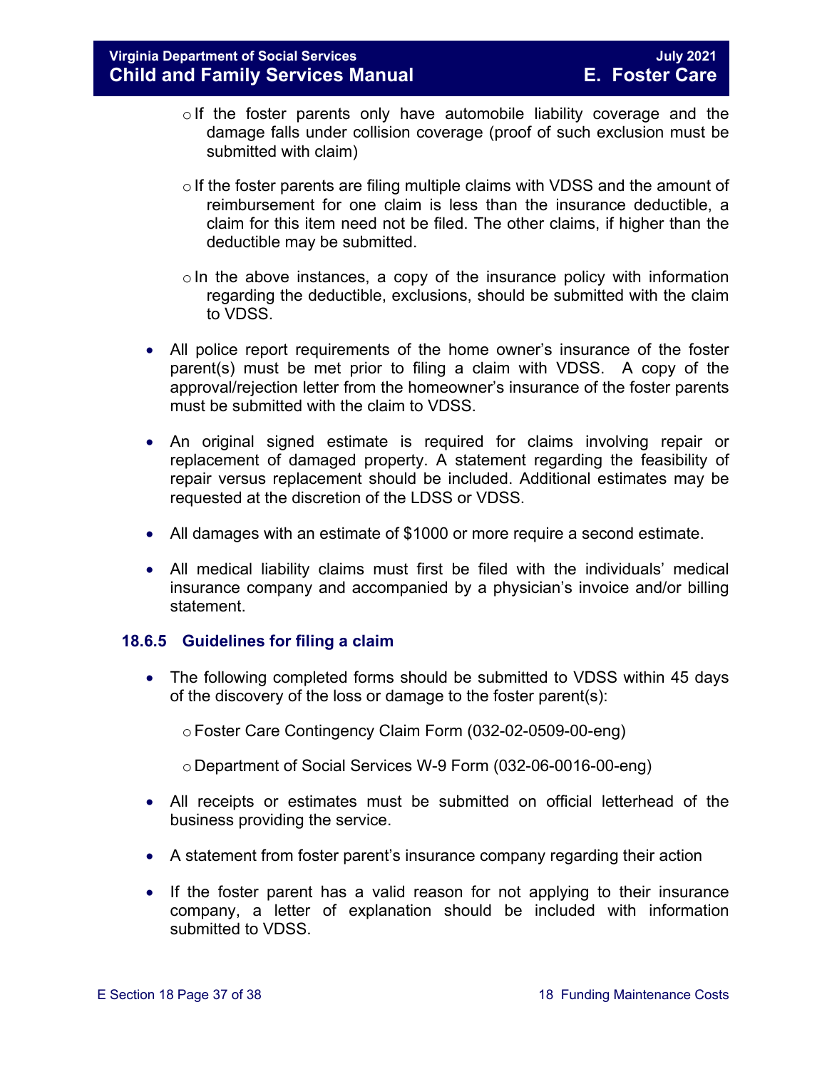- If the foster parents only have automobile liability coverage and the damage falls under collision coverage (proof of such exclusion must be submitted with claim)

  - If the foster parents are filing multiple claims with VDSS and the amount of reimbursement for one claim is less than the insurance deductible, a claim for this item need not be filed. The other claims, if higher than the deductible may be submitted.

  - In the above instances, a copy of the insurance policy with information regarding the deductible, exclusions, should be submitted with the claim to VDSS.

- All police report requirements of the home owner's insurance of the foster parent(s) must be met prior to filing a claim with VDSS. A copy of the approval/rejection letter from the homeowner's insurance of the foster parents must be submitted with the claim to VDSS.

- An original signed estimate is required for claims involving repair or replacement of damaged property. A statement regarding the feasibility of repair versus replacement should be included. Additional estimates may be requested at the discretion of the LDSS or VDSS.

- All damages with an estimate of $1000 or more require a second estimate.

- All medical liability claims must first be filed with the individuals' medical insurance company and accompanied by a physician's invoice and/or billing statement.

### 18.6.5 Guidelines for filing a claim

- The following completed forms should be submitted to VDSS within 45 days of the discovery of the loss or damage to the foster parent(s):

  - Foster Care Contingency Claim Form (032-02-0509-00-eng)

  - Department of Social Services W-9 Form (032-06-0016-00-eng)

- All receipts or estimates must be submitted on official letterhead of the business providing the service.

- A statement from foster parent's insurance company regarding their action

- If the foster parent has a valid reason for not applying to their insurance company, a letter of explanation should be included with information submitted to VDSS.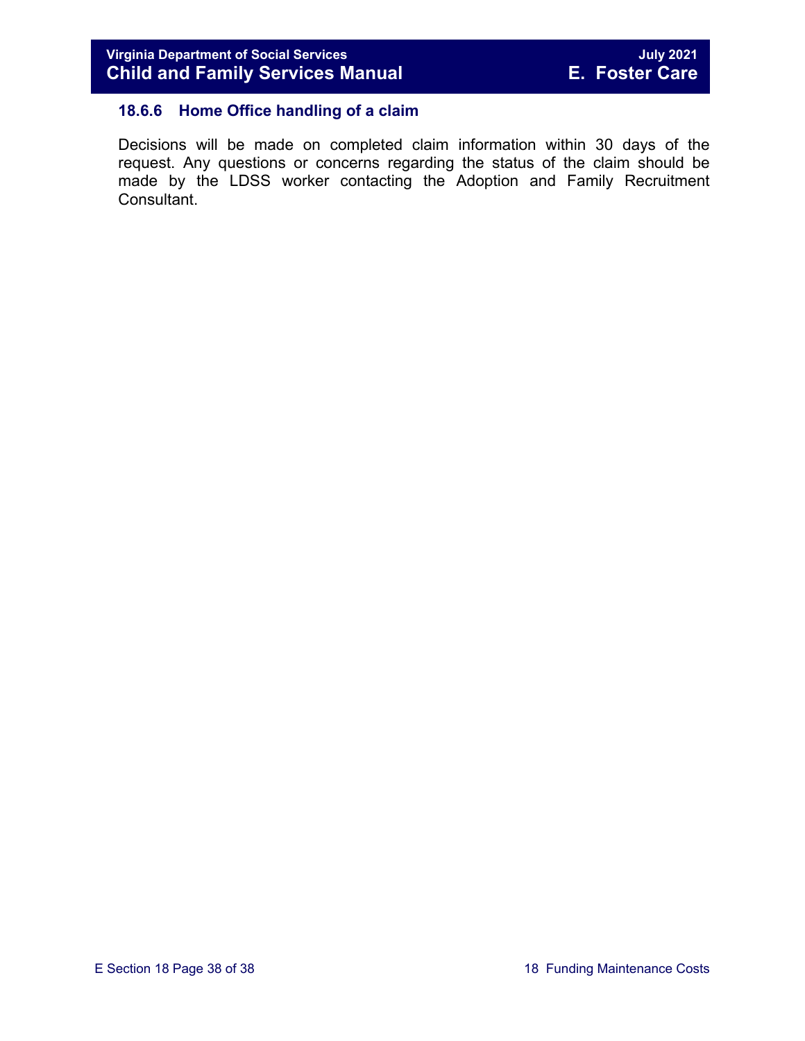### 18.6.6 Home Office handling of a claim

Decisions will be made on completed claim information within 30 days of the request. Any questions or concerns regarding the status of the claim should be made by the LDSS worker contacting the Adoption and Family Recruitment Consultant.